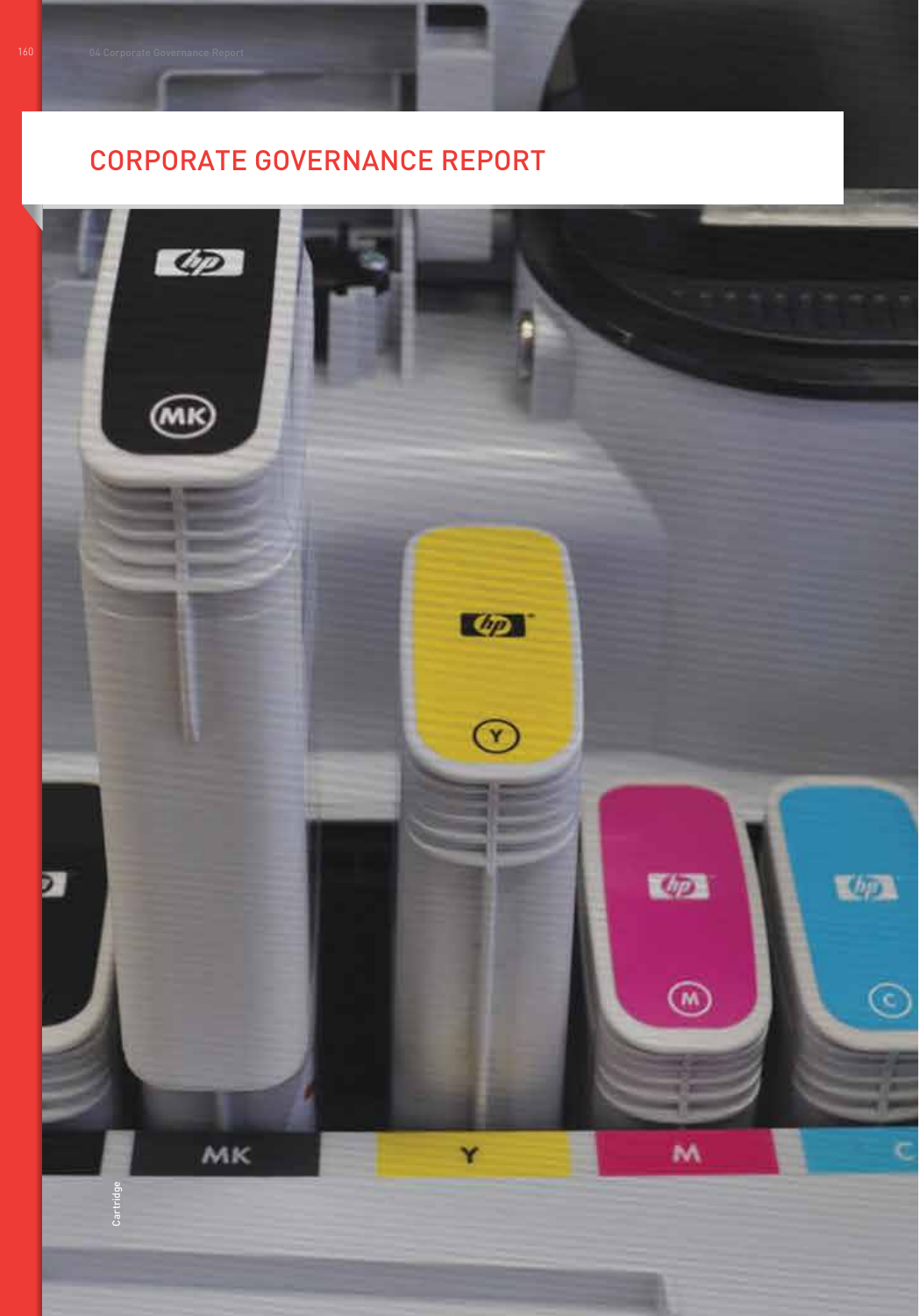# CORPORATE GOVERNANCE REPORT

Cartridge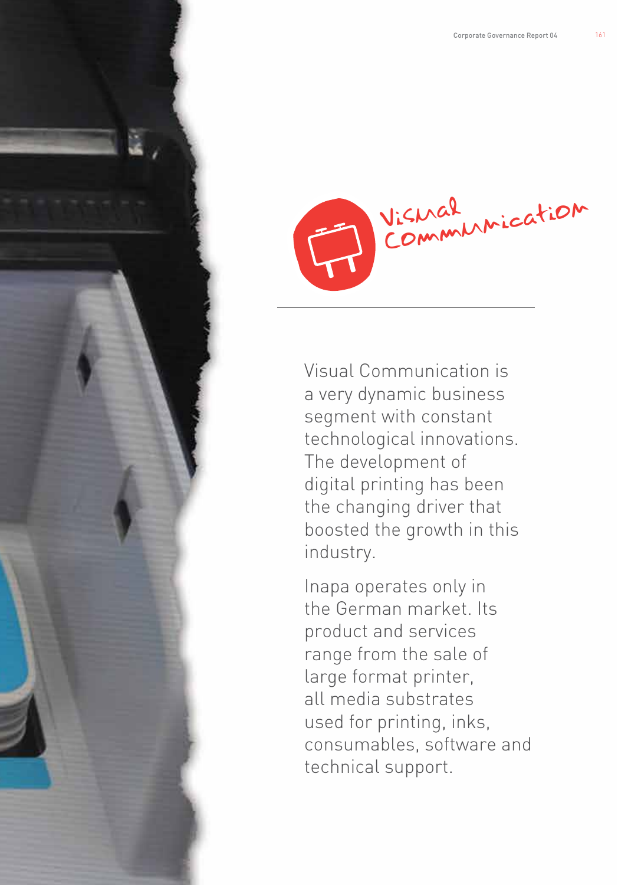# Visual Communication

Visual Communication is a very dynamic business segment with constant technological innovations. The development of digital printing has been the changing driver that boosted the growth in this industry.

Inapa operates only in the German market. Its product and services range from the sale of large format printer, all media substrates used for printing, inks, consumables, software and technical support.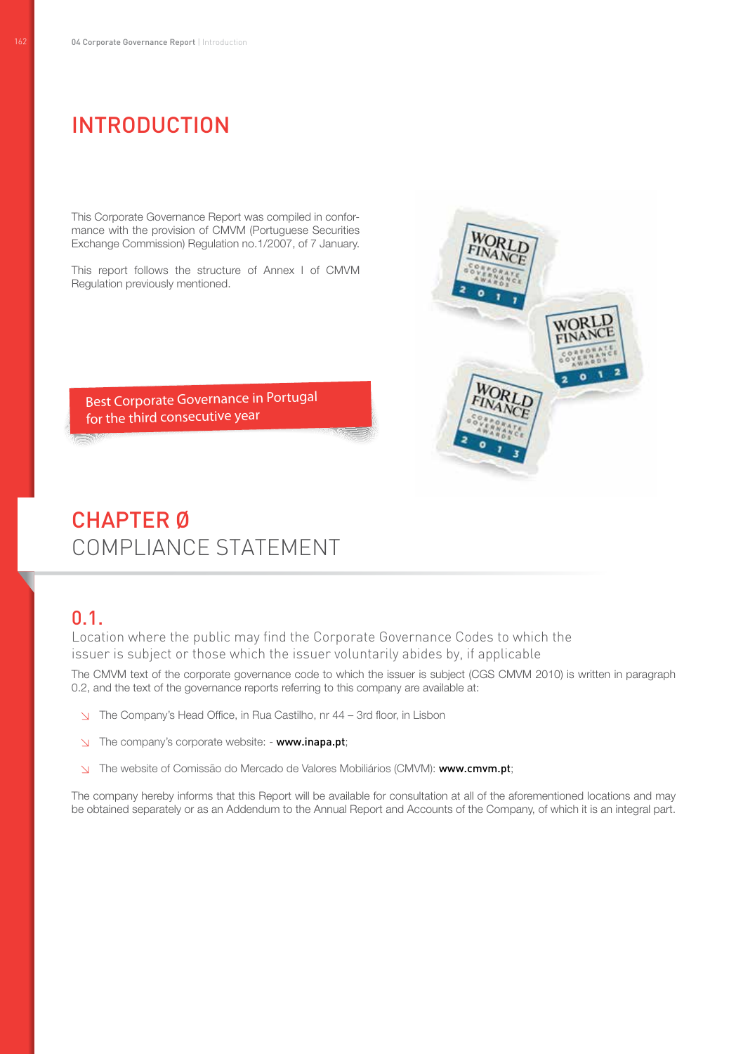# INTRODUCTION

This Corporate Governance Report was compiled in conformance with the provision of CMVM (Portuguese Securities Exchange Commission) Regulation no.1/2007, of 7 January.

This report follows the structure of Annex I of CMVM Regulation previously mentioned.

Best Corporate Governance in Portugal for the third consecutive year

# CHAPTER Ø COMPLIANCE STATEMENT

## 0.1. Location where the public may find the Corporate Governance Codes to which the issuer is subject or those which the issuer voluntarily abides by, if applicable

The CMVM text of the corporate governance code to which the issuer is subject (CGS CMVM 2010) is written in paragraph 0.2, and the text of the governance reports referring to this company are available at:

- The Company's Head Office, in Rua Castilho, nr 44 – 3rd floor, in Lisbon
- The company's corporate website: - **www.inapa.pt**;
- The website of Comissão do Mercado de Valores Mobiliários (CMVM): **www.cmvm.pt**;

The company hereby informs that this Report will be available for consultation at all of the aforementioned locations and may be obtained separately or as an Addendum to the Annual Report and Accounts of the Company, of which it is an integral part.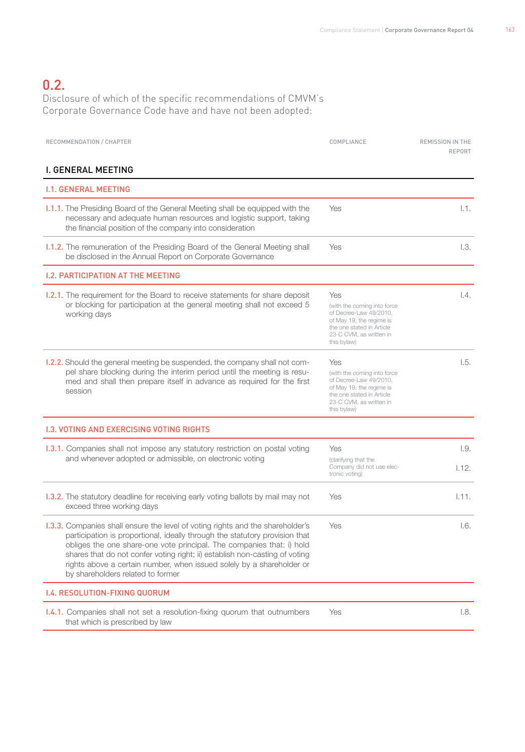# 0.2.

Disclosure of which of the specific recommendations of CMVM's Corporate Governance Code have and have not been adopted:

| RECOMMENDATION / CHAPTER | COMPLIANCE | REMISSION IN THE REPORT |
|---|---|---|
| **I. GENERAL MEETING** | | |
| **I.1. GENERAL MEETING** | | |
| I.1.1. The Presiding Board of the General Meeting shall be equipped with the necessary and adequate human resources and logistic support, taking the financial position of the company into consideration | Yes | I.1. |
| I.1.2. The remuneration of the Presiding Board of the General Meeting shall be disclosed in the Annual Report on Corporate Governance | Yes | I.3. |
| **I.2. PARTICIPATION AT THE MEETING** | | |
| I.2.1. The requirement for the Board to receive statements for share deposit or blocking for participation at the general meeting shall not exceed 5 working days | Yes (with the coming into force of Decree-Law 49/2010, of May 19, the regime is the one stated in Article 23-C CVM, as written in this bylaw) | I.4. |
| I.2.2. Should the general meeting be suspended, the company shall not compel share blocking during the interim period until the meeting is resumed and shall then prepare itself in advance as required for the first session | Yes (with the coming into force of Decree-Law 49/2010, of May 19, the regime is the one stated in Article 23-C CVM, as written in this bylaw) | I.5. |
| **I.3. VOTING AND EXERCISING VOTING RIGHTS** | | |
| I.3.1. Companies shall not impose any statutory restriction on postal voting and whenever adopted or admissible, on electronic voting | Yes (clarifying that the Company did not use electronic voting) | I.9. I.12. |
| I.3.2. The statutory deadline for receiving early voting ballots by mail may not exceed three working days | Yes | I.11. |
| I.3.3. Companies shall ensure the level of voting rights and the shareholder's participation is proportional, ideally through the statutory provision that obliges the one share-one vote principal. The companies that: i) hold shares that do not confer voting right; ii) establish non-casting of voting rights above a certain number, when issued solely by a shareholder or by shareholders related to former | Yes | I.6. |
| **I.4. RESOLUTION-FIXING QUORUM** | | |
| I.4.1. Companies shall not set a resolution-fixing quorum that outnumbers that which is prescribed by law | Yes | I.8. |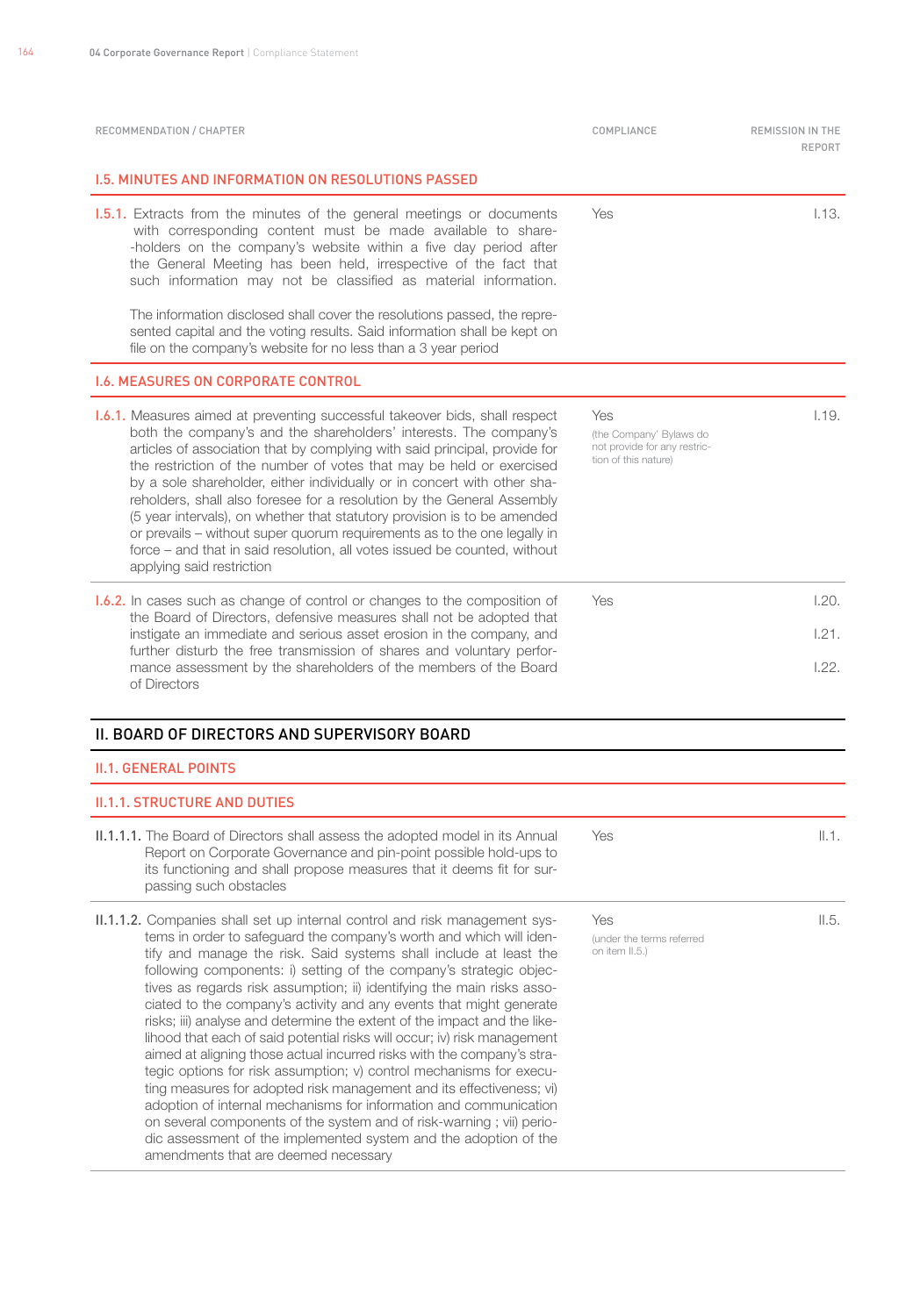| RECOMMENDATION / CHAPTER | COMPLIANCE | REMISSION IN THE REPORT |
|---|---|---|
| **I.5. MINUTES AND INFORMATION ON RESOLUTIONS PASSED** | | |
| **I.5.1.** Extracts from the minutes of the general meetings or documents with corresponding content must be made available to share-holders on the company's website within a five day period after the General Meeting has been held, irrespective of the fact that such information may not be classified as material information.<br><br>The information disclosed shall cover the resolutions passed, the represented capital and the voting results. Said information shall be kept on file on the company's website for no less than a 3 year period | Yes | I.13. |
| **I.6. MEASURES ON CORPORATE CONTROL** | | |
| **I.6.1.** Measures aimed at preventing successful takeover bids, shall respect both the company's and the shareholders' interests. The company's articles of association that by complying with said principal, provide for the restriction of the number of votes that may be held or exercised by a sole shareholder, either individually or in concert with other shareholders, shall also foresee for a resolution by the General Assembly (5 year intervals), on whether that statutory provision is to be amended or prevails – without super quorum requirements as to the one legally in force – and that in said resolution, all votes issued be counted, without applying said restriction | Yes<br>(the Company' Bylaws do not provide for any restriction of this nature) | I.19. |
| **I.6.2.** In cases such as change of control or changes to the composition of the Board of Directors, defensive measures shall not be adopted that instigate an immediate and serious asset erosion in the company, and further disturb the free transmission of shares and voluntary performance assessment by the shareholders of the members of the Board of Directors | Yes | I.20.<br>I.21.<br>I.22. |

## II. BOARD OF DIRECTORS AND SUPERVISORY BOARD

### II.1. GENERAL POINTS

#### II.1.1. STRUCTURE AND DUTIES

| RECOMMENDATION / CHAPTER | COMPLIANCE | REMISSION IN THE REPORT |
|---|---|---|
| **II.1.1.1.** The Board of Directors shall assess the adopted model in its Annual Report on Corporate Governance and pin-point possible hold-ups to its functioning and shall propose measures that it deems fit for surpassing such obstacles | Yes | II.1. |
| **II.1.1.2.** Companies shall set up internal control and risk management systems in order to safeguard the company's worth and which will identify and manage the risk. Said systems shall include at least the following components: i) setting of the company's strategic objectives as regards risk assumption; ii) identifying the main risks associated to the company's activity and any events that might generate risks; iii) analyse and determine the extent of the impact and the likelihood that each of said potential risks will occur; iv) risk management aimed at aligning those actual incurred risks with the company's strategic options for risk assumption; v) control mechanisms for executing measures for adopted risk management and its effectiveness; vi) adoption of internal mechanisms for information and communication on several components of the system and of risk-warning ; vii) periodic assessment of the implemented system and the adoption of the amendments that are deemed necessary | Yes<br>(under the terms referred on item II.5.) | II.5. |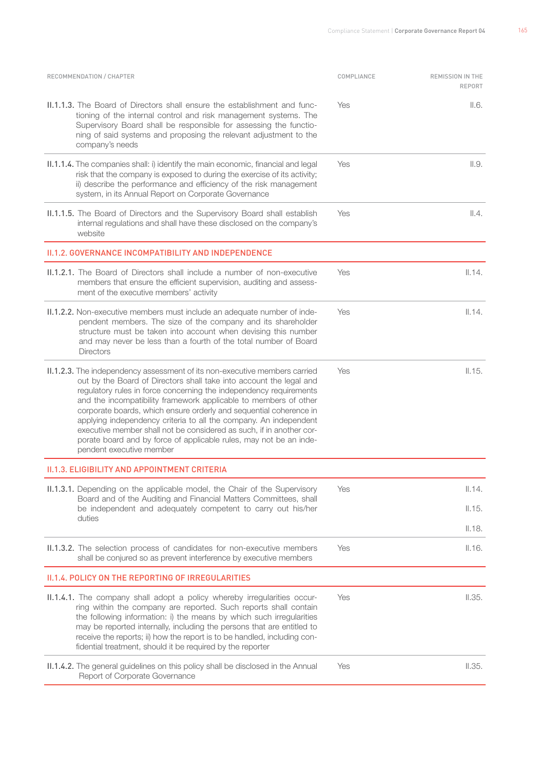| RECOMMENDATION / CHAPTER | COMPLIANCE | REMISSION IN THE REPORT |
|---|---|---|
| **II.1.1.3.** The Board of Directors shall ensure the establishment and functioning of the internal control and risk management systems. The Supervisory Board shall be responsible for assessing the functioning of said systems and proposing the relevant adjustment to the company's needs | Yes | II.6. |
| **II.1.1.4.** The companies shall: i) identify the main economic, financial and legal risk that the company is exposed to during the exercise of its activity; ii) describe the performance and efficiency of the risk management system, in its Annual Report on Corporate Governance | Yes | II.9. |
| **II.1.1.5.** The Board of Directors and the Supervisory Board shall establish internal regulations and shall have these disclosed on the company's website | Yes | II.4. |
| **II.1.2. GOVERNANCE INCOMPATIBILITY AND INDEPENDENCE** | | |
| **II.1.2.1.** The Board of Directors shall include a number of non-executive members that ensure the efficient supervision, auditing and assessment of the executive members' activity | Yes | II.14. |
| **II.1.2.2.** Non-executive members must include an adequate number of independent members. The size of the company and its shareholder structure must be taken into account when devising this number and may never be less than a fourth of the total number of Board Directors | Yes | II.14. |
| **II.1.2.3.** The independency assessment of its non-executive members carried out by the Board of Directors shall take into account the legal and regulatory rules in force concerning the independency requirements and the incompatibility framework applicable to members of other corporate boards, which ensure orderly and sequential coherence in applying independency criteria to all the company. An independent executive member shall not be considered as such, if in another corporate board and by force of applicable rules, may not be an independent executive member | Yes | II.15. |
| **II.1.3. ELIGIBILITY AND APPOINTMENT CRITERIA** | | |
| **II.1.3.1.** Depending on the applicable model, the Chair of the Supervisory Board and of the Auditing and Financial Matters Committees, shall be independent and adequately competent to carry out his/her duties | Yes | II.14.<br>II.15.<br>II.18. |
| **II.1.3.2.** The selection process of candidates for non-executive members shall be conjured so as prevent interference by executive members | Yes | II.16. |
| **II.1.4. POLICY ON THE REPORTING OF IRREGULARITIES** | | |
| **II.1.4.1.** The company shall adopt a policy whereby irregularities occurring within the company are reported. Such reports shall contain the following information: i) the means by which such irregularities may be reported internally, including the persons that are entitled to receive the reports; ii) how the report is to be handled, including confidential treatment, should it be required by the reporter | Yes | II.35. |
| **II.1.4.2.** The general guidelines on this policy shall be disclosed in the Annual Report of Corporate Governance | Yes | II.35. |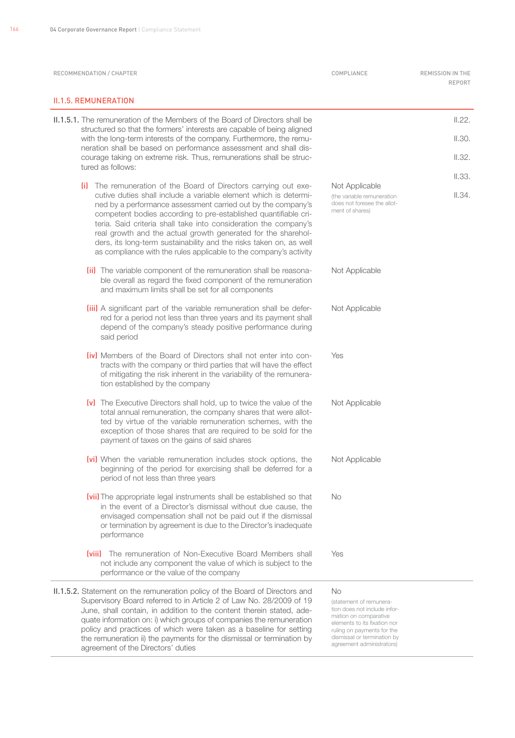| RECOMMENDATION / CHAPTER | COMPLIANCE | REMISSION IN THE REPORT |
|---|---|---|
| **II.1.5. REMUNERATION** | | |
| **II.1.5.1.** The remuneration of the Members of the Board of Directors shall be structured so that the formers' interests are capable of being aligned with the long-term interests of the company. Furthermore, the remuneration shall be based on performance assessment and shall discourage taking on extreme risk. Thus, remunerations shall be structured as follows: | | II.22.<br>II.30.<br>II.32.<br>II.33.<br>II.34. |
| (i) The remuneration of the Board of Directors carrying out executive duties shall include a variable element which is determined by a performance assessment carried out by the company's competent bodies according to pre-established quantifiable criteria. Said criteria shall take into consideration the company's real growth and the actual growth generated for the shareholders, its long-term sustainability and the risks taken on, as well as compliance with the rules applicable to the company's activity | Not Applicable (the variable remuneration does not foresee the allotment of shares) | |
| (ii) The variable component of the remuneration shall be reasonable overall as regard the fixed component of the remuneration and maximum limits shall be set for all components | Not Applicable | |
| (iii) A significant part of the variable remuneration shall be deferred for a period not less than three years and its payment shall depend of the company's steady positive performance during said period | Not Applicable | |
| (iv) Members of the Board of Directors shall not enter into contracts with the company or third parties that will have the effect of mitigating the risk inherent in the variability of the remuneration established by the company | Yes | |
| (v) The Executive Directors shall hold, up to twice the value of the total annual remuneration, the company shares that were allotted by virtue of the variable remuneration schemes, with the exception of those shares that are required to be sold for the payment of taxes on the gains of said shares | Not Applicable | |
| (vi) When the variable remuneration includes stock options, the beginning of the period for exercising shall be deferred for a period of not less than three years | Not Applicable | |
| (vii) The appropriate legal instruments shall be established so that in the event of a Director's dismissal without due cause, the envisaged compensation shall not be paid out if the dismissal or termination by agreement is due to the Director's inadequate performance | No | |
| (viii) The remuneration of Non-Executive Board Members shall not include any component the value of which is subject to the performance or the value of the company | Yes | |
| **II.1.5.2.** Statement on the remuneration policy of the Board of Directors and Supervisory Board referred to in Article 2 of Law No. 28/2009 of 19 June, shall contain, in addition to the content therein stated, adequate information on: i) which groups of companies the remuneration policy and practices of which were taken as a baseline for setting the remuneration ii) the payments for the dismissal or termination by agreement of the Directors' duties | No (statement of remuneration does not include information on comparative elements to its fixation nor ruling on payments for the dismissal or termination by agreement administrators) | |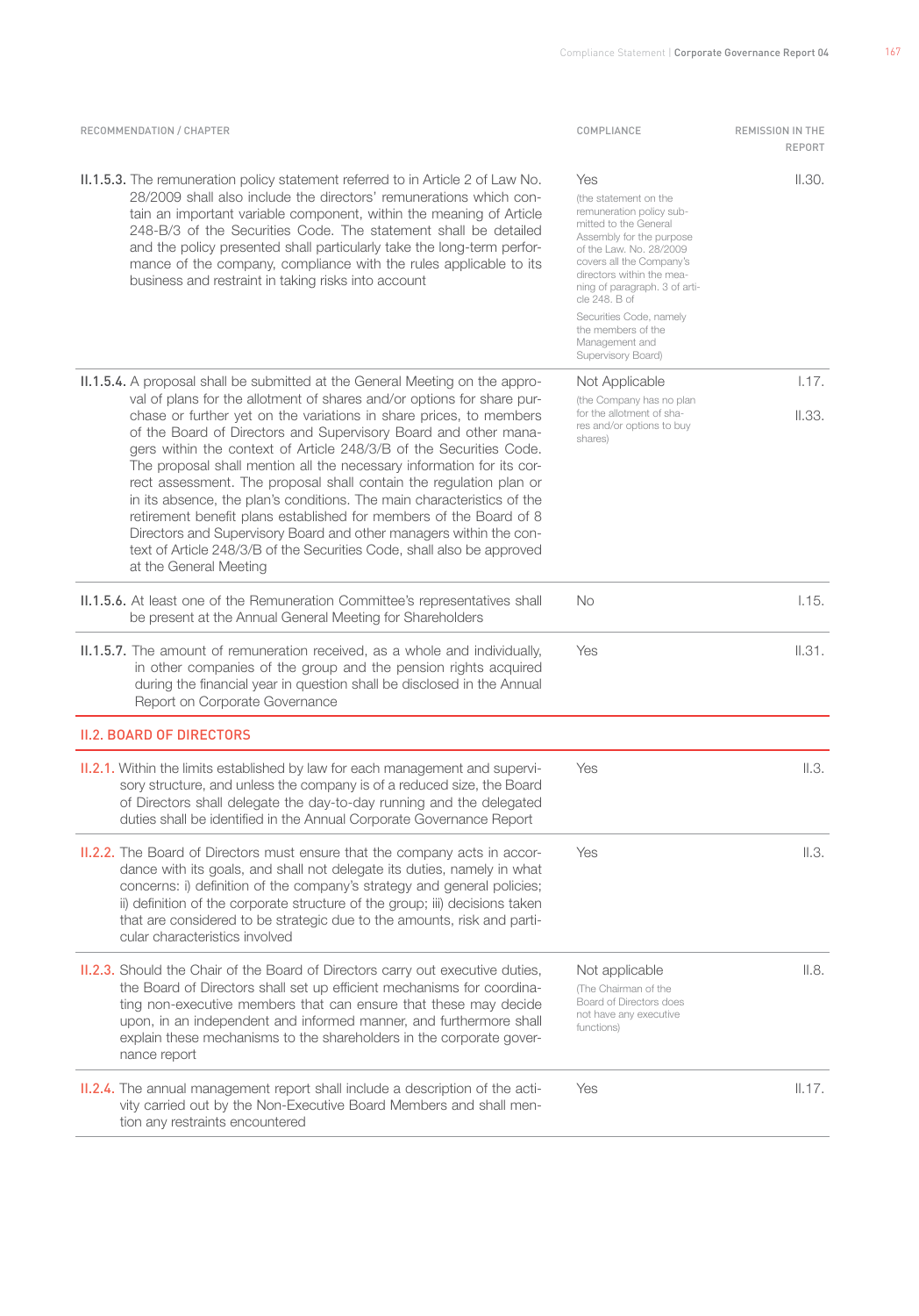| RECOMMENDATION / CHAPTER | COMPLIANCE | REMISSION IN THE REPORT |
|---|---|---|
| **II.1.5.3.** The remuneration policy statement referred to in Article 2 of Law No. 28/2009 shall also include the directors' remunerations which contain an important variable component, within the meaning of Article 248-B/3 of the Securities Code. The statement shall be detailed and the policy presented shall particularly take the long-term performance of the company, compliance with the rules applicable to its business and restraint in taking risks into account | Yes (the statement on the remuneration policy submitted to the General Assembly for the purpose of the Law. No. 28/2009 covers all the Company's directors within the meaning of paragraph. 3 of article 248. B of Securities Code, namely the members of the Management and Supervisory Board) | II.30. |
| **II.1.5.4.** A proposal shall be submitted at the General Meeting on the approval of plans for the allotment of shares and/or options for share purchase or further yet on the variations in share prices, to members of the Board of Directors and Supervisory Board and other managers within the context of Article 248/3/B of the Securities Code. The proposal shall mention all the necessary information for its correct assessment. The proposal shall contain the regulation plan or in its absence, the plan's conditions. The main characteristics of the retirement benefit plans established for members of the Board of 8 Directors and Supervisory Board and other managers within the context of Article 248/3/B of the Securities Code, shall also be approved at the General Meeting | Not Applicable (the Company has no plan for the allotment of shares and/or options to buy shares) | I.17. II.33. |
| **II.1.5.6.** At least one of the Remuneration Committee's representatives shall be present at the Annual General Meeting for Shareholders | No | I.15. |
| **II.1.5.7.** The amount of remuneration received, as a whole and individually, in other companies of the group and the pension rights acquired during the financial year in question shall be disclosed in the Annual Report on Corporate Governance | Yes | II.31. |
| **II.2. BOARD OF DIRECTORS** | | |
| **II.2.1.** Within the limits established by law for each management and supervisory structure, and unless the company is of a reduced size, the Board of Directors shall delegate the day-to-day running and the delegated duties shall be identified in the Annual Corporate Governance Report | Yes | II.3. |
| **II.2.2.** The Board of Directors must ensure that the company acts in accordance with its goals, and shall not delegate its duties, namely in what concerns: i) definition of the company's strategy and general policies; ii) definition of the corporate structure of the group; iii) decisions taken that are considered to be strategic due to the amounts, risk and particular characteristics involved | Yes | II.3. |
| **II.2.3.** Should the Chair of the Board of Directors carry out executive duties, the Board of Directors shall set up efficient mechanisms for coordinating non-executive members that can ensure that these may decide upon, in an independent and informed manner, and furthermore shall explain these mechanisms to the shareholders in the corporate governance report | Not applicable (The Chairman of the Board of Directors does not have any executive functions) | II.8. |
| **II.2.4.** The annual management report shall include a description of the activity carried out by the Non-Executive Board Members and shall mention any restraints encountered | Yes | II.17. |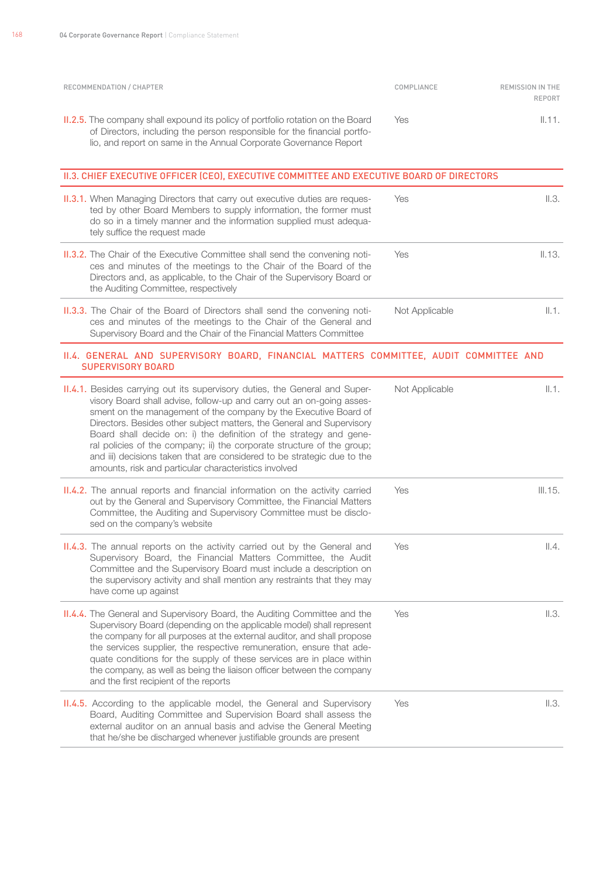| RECOMMENDATION / CHAPTER | COMPLIANCE | REMISSION IN THE REPORT |
|---|---|---|
| **II.2.5.** The company shall expound its policy of portfolio rotation on the Board of Directors, including the person responsible for the financial portfolio, and report on same in the Annual Corporate Governance Report | Yes | II.11. |
| **II.3. CHIEF EXECUTIVE OFFICER (CEO), EXECUTIVE COMMITTEE AND EXECUTIVE BOARD OF DIRECTORS** | | |
| **II.3.1.** When Managing Directors that carry out executive duties are requested by other Board Members to supply information, the former must do so in a timely manner and the information supplied must adequately suffice the request made | Yes | II.3. |
| **II.3.2.** The Chair of the Executive Committee shall send the convening notices and minutes of the meetings to the Chair of the Board of the Directors and, as applicable, to the Chair of the Supervisory Board or the Auditing Committee, respectively | Yes | II.13. |
| **II.3.3.** The Chair of the Board of Directors shall send the convening notices and minutes of the meetings to the Chair of the General and Supervisory Board and the Chair of the Financial Matters Committee | Not Applicable | II.1. |
| **II.4. GENERAL AND SUPERVISORY BOARD, FINANCIAL MATTERS COMMITTEE, AUDIT COMMITTEE AND SUPERVISORY BOARD** | | |
| **II.4.1.** Besides carrying out its supervisory duties, the General and Supervisory Board shall advise, follow-up and carry out an on-going assessment on the management of the company by the Executive Board of Directors. Besides other subject matters, the General and Supervisory Board shall decide on: i) the definition of the strategy and general policies of the company; ii) the corporate structure of the group; and iii) decisions taken that are considered to be strategic due to the amounts, risk and particular characteristics involved | Not Applicable | II.1. |
| **II.4.2.** The annual reports and financial information on the activity carried out by the General and Supervisory Committee, the Financial Matters Committee, the Auditing and Supervisory Committee must be disclosed on the company's website | Yes | III.15. |
| **II.4.3.** The annual reports on the activity carried out by the General and Supervisory Board, the Financial Matters Committee, the Audit Committee and the Supervisory Board must include a description on the supervisory activity and shall mention any restraints that they may have come up against | Yes | II.4. |
| **II.4.4.** The General and Supervisory Board, the Auditing Committee and the Supervisory Board (depending on the applicable model) shall represent the company for all purposes at the external auditor, and shall propose the services supplier, the respective remuneration, ensure that adequate conditions for the supply of these services are in place within the company, as well as being the liaison officer between the company and the first recipient of the reports | Yes | II.3. |
| **II.4.5.** According to the applicable model, the General and Supervisory Board, Auditing Committee and Supervision Board shall assess the external auditor on an annual basis and advise the General Meeting that he/she be discharged whenever justifiable grounds are present | Yes | II.3. |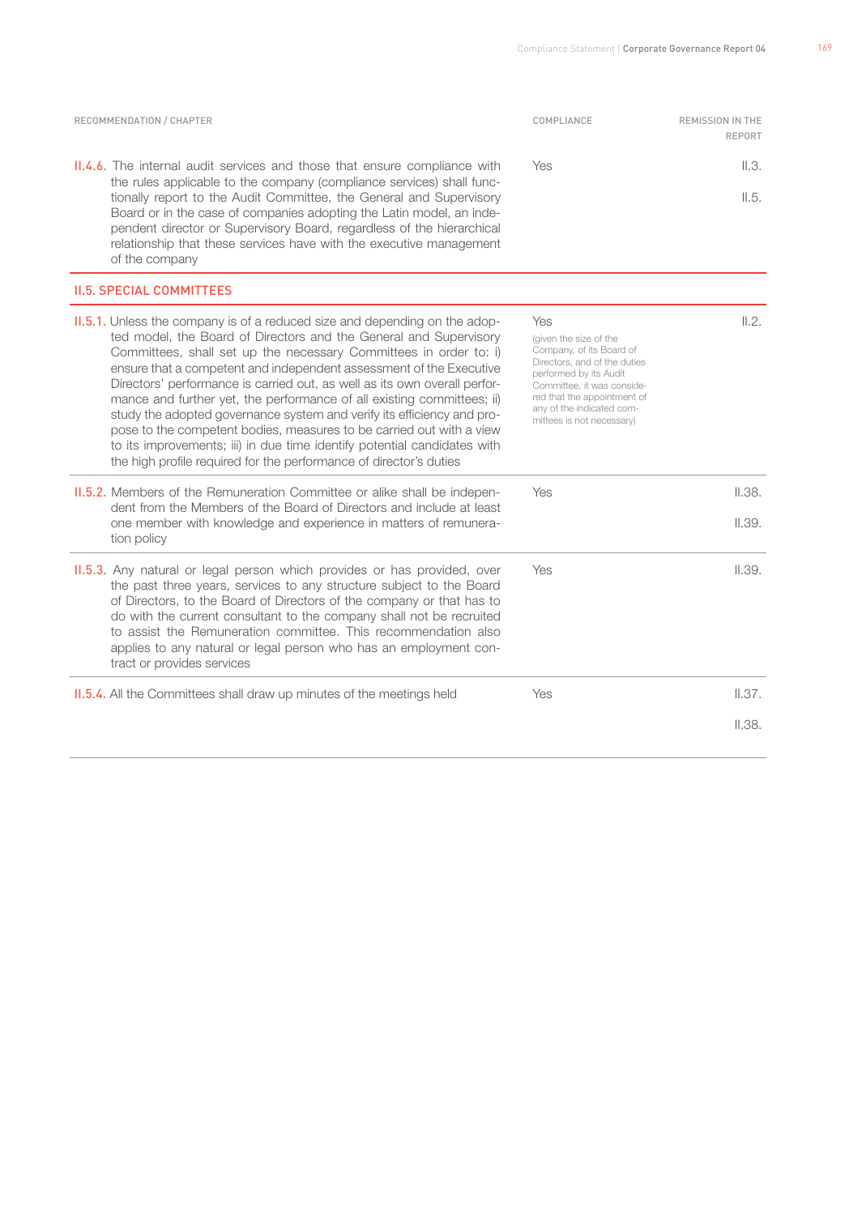| RECOMMENDATION / CHAPTER | COMPLIANCE | REMISSION IN THE REPORT |
|---|---|---|
| **II.4.6.** The internal audit services and those that ensure compliance with the rules applicable to the company (compliance services) shall functionally report to the Audit Committee, the General and Supervisory Board or in the case of companies adopting the Latin model, an independent director or Supervisory Board, regardless of the hierarchical relationship that these services have with the executive management of the company | Yes | II.3.<br>II.5. |
| **II.5. SPECIAL COMMITTEES** | | |
| **II.5.1.** Unless the company is of a reduced size and depending on the adopted model, the Board of Directors and the General and Supervisory Committees, shall set up the necessary Committees in order to: i) ensure that a competent and independent assessment of the Executive Directors' performance is carried out, as well as its own overall performance and further yet, the performance of all existing committees; ii) study the adopted governance system and verify its efficiency and propose to the competent bodies, measures to be carried out with a view to its improvements; iii) in due time identify potential candidates with the high profile required for the performance of director's duties | Yes<br>(given the size of the Company, of its Board of Directors, and of the duties performed by its Audit Committee, it was considered that the appointment of any of the indicated committees is not necessary) | II.2. |
| **II.5.2.** Members of the Remuneration Committee or alike shall be independent from the Members of the Board of Directors and include at least one member with knowledge and experience in matters of remuneration policy | Yes | II.38.<br>II.39. |
| **II.5.3.** Any natural or legal person which provides or has provided, over the past three years, services to any structure subject to the Board of Directors, to the Board of Directors of the company or that has to do with the current consultant to the company shall not be recruited to assist the Remuneration committee. This recommendation also applies to any natural or legal person who has an employment contract or provides services | Yes | II.39. |
| **II.5.4.** All the Committees shall draw up minutes of the meetings held | Yes | II.37.<br>II.38. |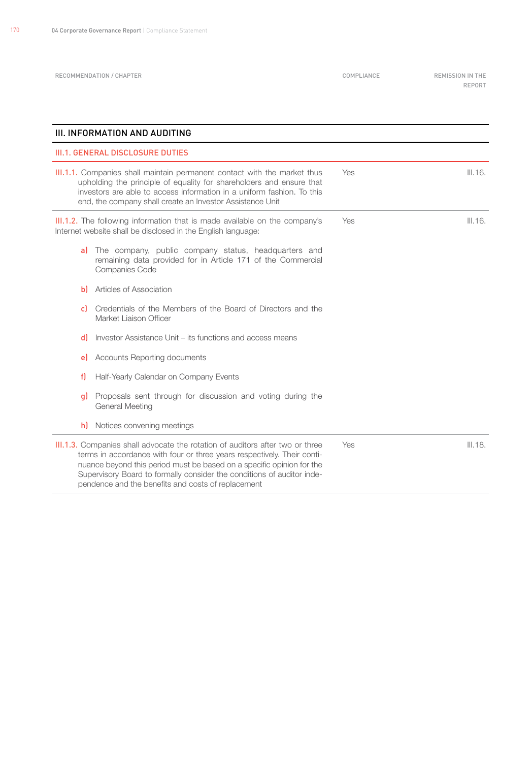| RECOMMENDATION / CHAPTER | COMPLIANCE | REMISSION IN THE REPORT |
|---|---|---|
| **III. INFORMATION AND AUDITING** | | |
| **III.1. GENERAL DISCLOSURE DUTIES** | | |
| III.1.1. Companies shall maintain permanent contact with the market thus upholding the principle of equality for shareholders and ensure that investors are able to access information in a uniform fashion. To this end, the company shall create an Investor Assistance Unit | Yes | III.16. |
| III.1.2. The following information that is made available on the company's Internet website shall be disclosed in the English language:<br>a) The company, public company status, headquarters and remaining data provided for in Article 171 of the Commercial Companies Code<br>b) Articles of Association<br>c) Credentials of the Members of the Board of Directors and the Market Liaison Officer<br>d) Investor Assistance Unit – its functions and access means<br>e) Accounts Reporting documents<br>f) Half-Yearly Calendar on Company Events<br>g) Proposals sent through for discussion and voting during the General Meeting<br>h) Notices convening meetings | Yes | III.16. |
| III.1.3. Companies shall advocate the rotation of auditors after two or three terms in accordance with four or three years respectively. Their continuance beyond this period must be based on a specific opinion for the Supervisory Board to formally consider the conditions of auditor independence and the benefits and costs of replacement | Yes | III.18. |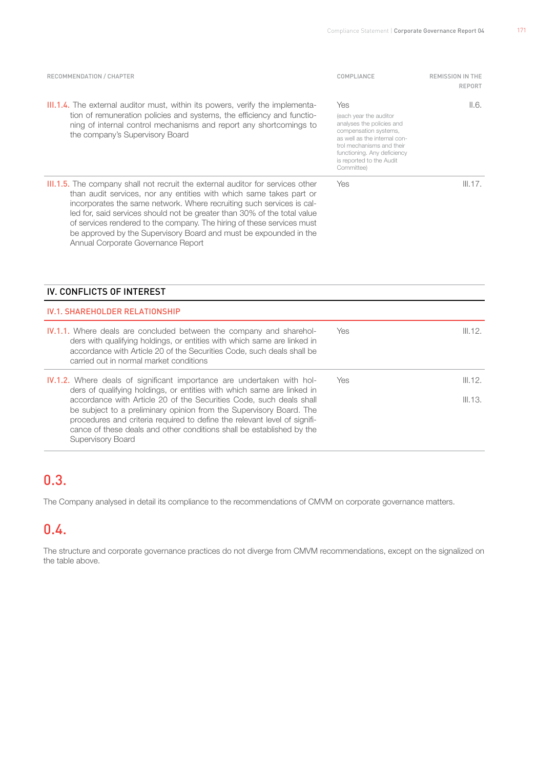| RECOMMENDATION / CHAPTER | COMPLIANCE | REMISSION IN THE REPORT |
|---|---|---|
| III.1.4. The external auditor must, within its powers, verify the implementation of remuneration policies and systems, the efficiency and functioning of internal control mechanisms and report any shortcomings to the company's Supervisory Board | Yes (each year the auditor analyses the policies and compensation systems, as well as the internal control mechanisms and their functioning. Any deficiency is reported to the Audit Committee) | II.6. |
| III.1.5. The company shall not recruit the external auditor for services other than audit services, nor any entities with which same takes part or incorporates the same network. Where recruiting such services is called for, said services should not be greater than 30% of the total value of services rendered to the company. The hiring of these services must be approved by the Supervisory Board and must be expounded in the Annual Corporate Governance Report | Yes | III.17. |

## IV. CONFLICTS OF INTEREST

### IV.1. SHAREHOLDER RELATIONSHIP

| RECOMMENDATION / CHAPTER | COMPLIANCE | REMISSION IN THE REPORT |
|---|---|---|
| IV.1.1. Where deals are concluded between the company and shareholders with qualifying holdings, or entities with which same are linked in accordance with Article 20 of the Securities Code, such deals shall be carried out in normal market conditions | Yes | III.12. |
| IV.1.2. Where deals of significant importance are undertaken with holders of qualifying holdings, or entities with which same are linked in accordance with Article 20 of the Securities Code, such deals shall be subject to a preliminary opinion from the Supervisory Board. The procedures and criteria required to define the relevant level of significance of these deals and other conditions shall be established by the Supervisory Board | Yes | III.12. III.13. |

## 0.3.

The Company analysed in detail its compliance to the recommendations of CMVM on corporate governance matters.

## 0.4.

The structure and corporate governance practices do not diverge from CMVM recommendations, except on the signalized on the table above.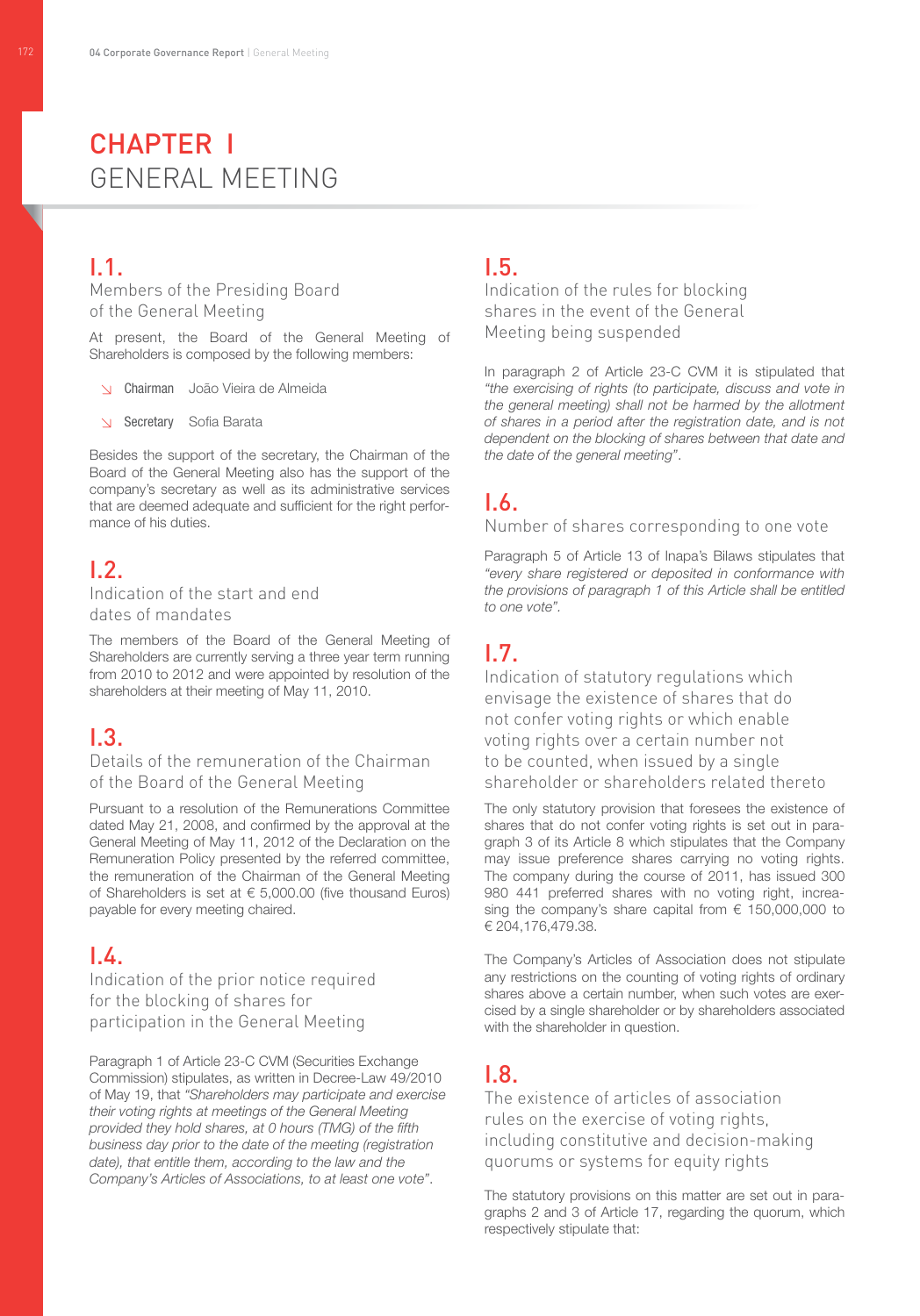# CHAPTER I GENERAL MEETING

## I.1.
### Members of the Presiding Board of the General Meeting

At present, the Board of the General Meeting of Shareholders is composed by the following members:

- **Chairman** João Vieira de Almeida
- **Secretary** Sofia Barata

Besides the support of the secretary, the Chairman of the Board of the General Meeting also has the support of the company's secretary as well as its administrative services that are deemed adequate and sufficient for the right performance of his duties.

## I.2.
### Indication of the start and end dates of mandates

The members of the Board of the General Meeting of Shareholders are currently serving a three year term running from 2010 to 2012 and were appointed by resolution of the shareholders at their meeting of May 11, 2010.

## I.3.
### Details of the remuneration of the Chairman of the Board of the General Meeting

Pursuant to a resolution of the Remunerations Committee dated May 21, 2008, and confirmed by the approval at the General Meeting of May 11, 2012 of the Declaration on the Remuneration Policy presented by the referred committee, the remuneration of the Chairman of the General Meeting of Shareholders is set at € 5,000.00 (five thousand Euros) payable for every meeting chaired.

## I.4.
### Indication of the prior notice required for the blocking of shares for participation in the General Meeting

Paragraph 1 of Article 23-C CVM (Securities Exchange Commission) stipulates, as written in Decree-Law 49/2010 of May 19, that *"Shareholders may participate and exercise their voting rights at meetings of the General Meeting provided they hold shares, at 0 hours (TMG) of the fifth business day prior to the date of the meeting (registration date), that entitle them, according to the law and the Company's Articles of Associations, to at least one vote"*.

## I.5.
### Indication of the rules for blocking shares in the event of the General Meeting being suspended

In paragraph 2 of Article 23-C CVM it is stipulated that *"the exercising of rights (to participate, discuss and vote in the general meeting) shall not be harmed by the allotment of shares in a period after the registration date, and is not dependent on the blocking of shares between that date and the date of the general meeting"*.

## I.6.
### Number of shares corresponding to one vote

Paragraph 5 of Article 13 of Inapa's Bilaws stipulates that *"every share registered or deposited in conformance with the provisions of paragraph 1 of this Article shall be entitled to one vote"*.

## I.7.
### Indication of statutory regulations which envisage the existence of shares that do not confer voting rights or which enable voting rights over a certain number not to be counted, when issued by a single shareholder or shareholders related thereto

The only statutory provision that foresees the existence of shares that do not confer voting rights is set out in paragraph 3 of its Article 8 which stipulates that the Company may issue preference shares carrying no voting rights. The company during the course of 2011, has issued 300 980 441 preferred shares with no voting right, increasing the company's share capital from € 150,000,000 to € 204,176,479.38.

The Company's Articles of Association does not stipulate any restrictions on the counting of voting rights of ordinary shares above a certain number, when such votes are exercised by a single shareholder or by shareholders associated with the shareholder in question.

## I.8.
### The existence of articles of association rules on the exercise of voting rights, including constitutive and decision-making quorums or systems for equity rights

The statutory provisions on this matter are set out in paragraphs 2 and 3 of Article 17, regarding the quorum, which respectively stipulate that: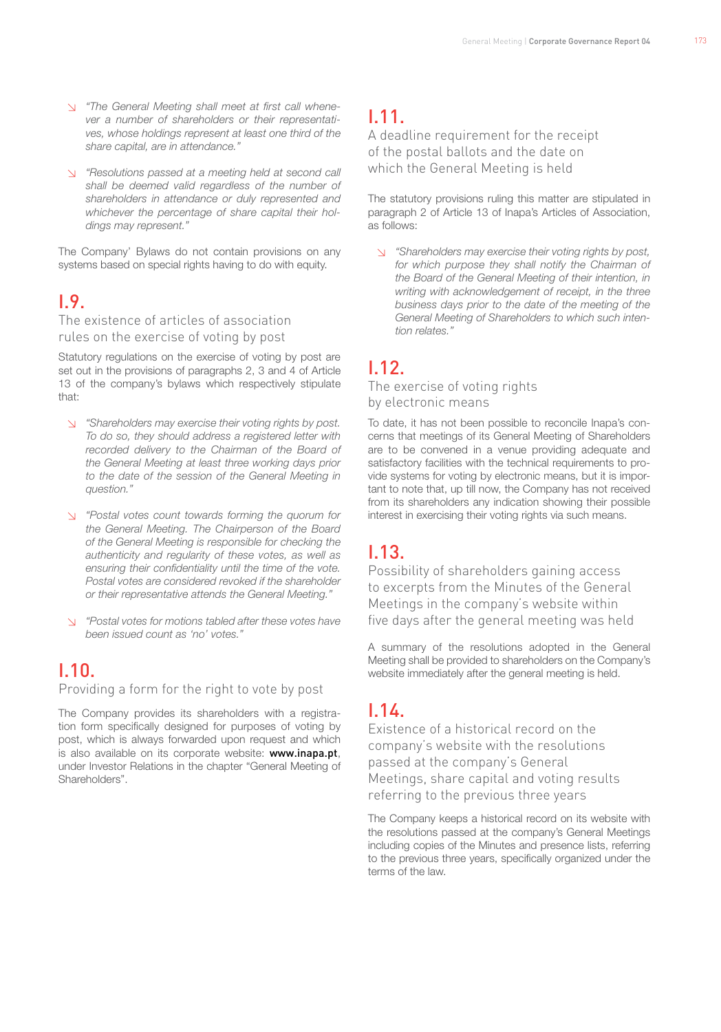- *"The General Meeting shall meet at first call whenever a number of shareholders or their representatives, whose holdings represent at least one third of the share capital, are in attendance."*

- *"Resolutions passed at a meeting held at second call shall be deemed valid regardless of the number of shareholders in attendance or duly represented and whichever the percentage of share capital their holdings may represent."*

The Company' Bylaws do not contain provisions on any systems based on special rights having to do with equity.

## I.9.

### The existence of articles of association rules on the exercise of voting by post

Statutory regulations on the exercise of voting by post are set out in the provisions of paragraphs 2, 3 and 4 of Article 13 of the company's bylaws which respectively stipulate that:

- *"Shareholders may exercise their voting rights by post. To do so, they should address a registered letter with recorded delivery to the Chairman of the Board of the General Meeting at least three working days prior to the date of the session of the General Meeting in question."*

- *"Postal votes count towards forming the quorum for the General Meeting. The Chairperson of the Board of the General Meeting is responsible for checking the authenticity and regularity of these votes, as well as ensuring their confidentiality until the time of the vote. Postal votes are considered revoked if the shareholder or their representative attends the General Meeting."*

- *"Postal votes for motions tabled after these votes have been issued count as 'no' votes."*

## I.10.

### Providing a form for the right to vote by post

The Company provides its shareholders with a registration form specifically designed for purposes of voting by post, which is always forwarded upon request and which is also available on its corporate website: **www.inapa.pt**, under Investor Relations in the chapter "General Meeting of Shareholders".

## I.11.

### A deadline requirement for the receipt of the postal ballots and the date on which the General Meeting is held

The statutory provisions ruling this matter are stipulated in paragraph 2 of Article 13 of Inapa's Articles of Association, as follows:

- *"Shareholders may exercise their voting rights by post, for which purpose they shall notify the Chairman of the Board of the General Meeting of their intention, in writing with acknowledgement of receipt, in the three business days prior to the date of the meeting of the General Meeting of Shareholders to which such intention relates."*

## I.12.

### The exercise of voting rights by electronic means

To date, it has not been possible to reconcile Inapa's concerns that meetings of its General Meeting of Shareholders are to be convened in a venue providing adequate and satisfactory facilities with the technical requirements to provide systems for voting by electronic means, but it is important to note that, up till now, the Company has not received from its shareholders any indication showing their possible interest in exercising their voting rights via such means.

## I.13.

### Possibility of shareholders gaining access to excerpts from the Minutes of the General Meetings in the company's website within five days after the general meeting was held

A summary of the resolutions adopted in the General Meeting shall be provided to shareholders on the Company's website immediately after the general meeting is held.

## I.14.

### Existence of a historical record on the company's website with the resolutions passed at the company's General Meetings, share capital and voting results referring to the previous three years

The Company keeps a historical record on its website with the resolutions passed at the company's General Meetings including copies of the Minutes and presence lists, referring to the previous three years, specifically organized under the terms of the law.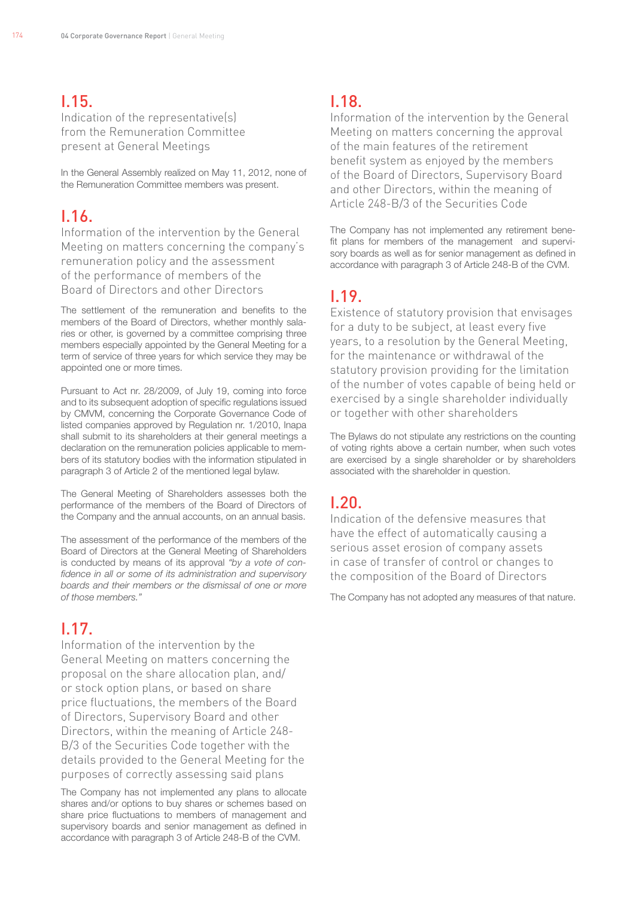## I.15.

Indication of the representative(s) from the Remuneration Committee present at General Meetings

In the General Assembly realized on May 11, 2012, none of the Remuneration Committee members was present.

## I.16.

Information of the intervention by the General Meeting on matters concerning the company's remuneration policy and the assessment of the performance of members of the Board of Directors and other Directors

The settlement of the remuneration and benefits to the members of the Board of Directors, whether monthly salaries or other, is governed by a committee comprising three members especially appointed by the General Meeting for a term of service of three years for which service they may be appointed one or more times.

Pursuant to Act nr. 28/2009, of July 19, coming into force and to its subsequent adoption of specific regulations issued by CMVM, concerning the Corporate Governance Code of listed companies approved by Regulation nr. 1/2010, Inapa shall submit to its shareholders at their general meetings a declaration on the remuneration policies applicable to members of its statutory bodies with the information stipulated in paragraph 3 of Article 2 of the mentioned legal bylaw.

The General Meeting of Shareholders assesses both the performance of the members of the Board of Directors of the Company and the annual accounts, on an annual basis.

The assessment of the performance of the members of the Board of Directors at the General Meeting of Shareholders is conducted by means of its approval *"by a vote of confidence in all or some of its administration and supervisory boards and their members or the dismissal of one or more of those members."*

## I.17.

Information of the intervention by the General Meeting on matters concerning the proposal on the share allocation plan, and/or stock option plans, or based on share price fluctuations, the members of the Board of Directors, Supervisory Board and other Directors, within the meaning of Article 248-B/3 of the Securities Code together with the details provided to the General Meeting for the purposes of correctly assessing said plans

The Company has not implemented any plans to allocate shares and/or options to buy shares or schemes based on share price fluctuations to members of management and supervisory boards and senior management as defined in accordance with paragraph 3 of Article 248-B of the CVM.

## I.18.

Information of the intervention by the General Meeting on matters concerning the approval of the main features of the retirement benefit system as enjoyed by the members of the Board of Directors, Supervisory Board and other Directors, within the meaning of Article 248-B/3 of the Securities Code

The Company has not implemented any retirement benefit plans for members of the management and supervisory boards as well as for senior management as defined in accordance with paragraph 3 of Article 248-B of the CVM.

## I.19.

Existence of statutory provision that envisages for a duty to be subject, at least every five years, to a resolution by the General Meeting, for the maintenance or withdrawal of the statutory provision providing for the limitation of the number of votes capable of being held or exercised by a single shareholder individually or together with other shareholders

The Bylaws do not stipulate any restrictions on the counting of voting rights above a certain number, when such votes are exercised by a single shareholder or by shareholders associated with the shareholder in question.

## I.20.

Indication of the defensive measures that have the effect of automatically causing a serious asset erosion of company assets in case of transfer of control or changes to the composition of the Board of Directors

The Company has not adopted any measures of that nature.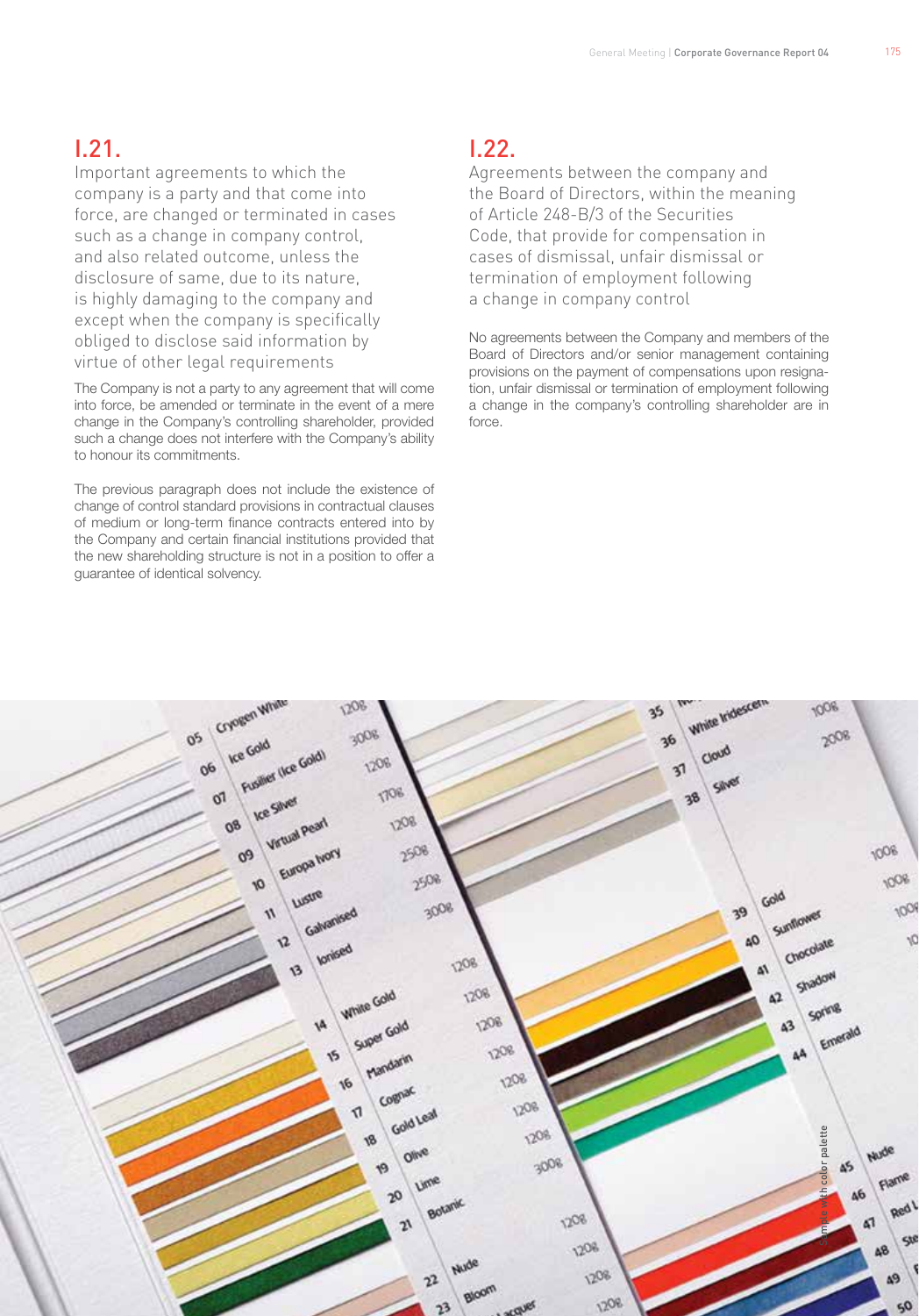## I.21.

Important agreements to which the company is a party and that come into force, are changed or terminated in cases such as a change in company control, and also related outcome, unless the disclosure of same, due to its nature, is highly damaging to the company and except when the company is specifically obliged to disclose said information by virtue of other legal requirements

The Company is not a party to any agreement that will come into force, be amended or terminate in the event of a mere change in the Company's controlling shareholder, provided such a change does not interfere with the Company's ability to honour its commitments.

The previous paragraph does not include the existence of change of control standard provisions in contractual clauses of medium or long-term finance contracts entered into by the Company and certain financial institutions provided that the new shareholding structure is not in a position to offer a guarantee of identical solvency.

## I.22.

Agreements between the company and the Board of Directors, within the meaning of Article 248-B/3 of the Securities Code, that provide for compensation in cases of dismissal, unfair dismissal or termination of employment following a change in company control

No agreements between the Company and members of the Board of Directors and/or senior management containing provisions on the payment of compensations upon resignation, unfair dismissal or termination of employment following a change in the company's controlling shareholder are in force.

Sample with color palette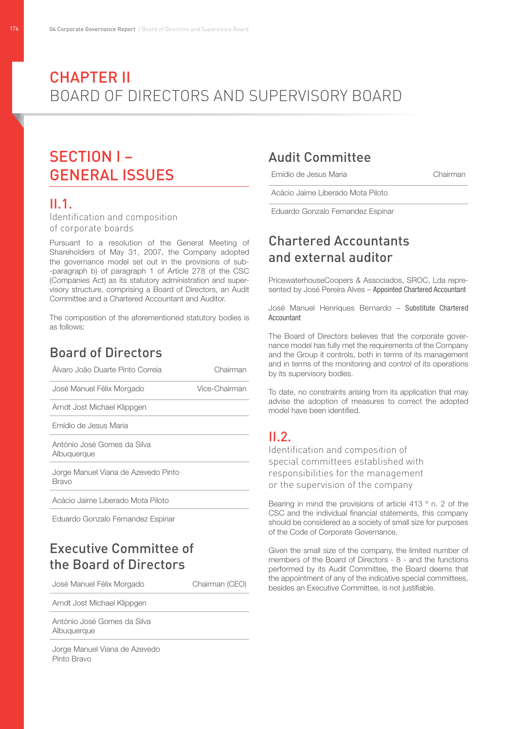# CHAPTER II
# BOARD OF DIRECTORS AND SUPERVISORY BOARD

## SECTION I – GENERAL ISSUES

### II.1.
Identification and composition of corporate boards

Pursuant to a resolution of the General Meeting of Shareholders of May 31, 2007, the Company adopted the governance model set out in the provisions of sub-paragraph b) of paragraph 1 of Article 278 of the CSC (Companies Act) as its statutory administration and supervisory structure, comprising a Board of Directors, an Audit Committee and a Chartered Accountant and Auditor.

The composition of the aforementioned statutory bodies is as follows:

### Board of Directors

| | |
|---|---|
| Álvaro João Duarte Pinto Correia | Chairman |
| José Manuel Félix Morgado | Vice-Chairman |
| Arndt Jost Michael Klippgen | |
| Emídio de Jesus Maria | |
| António José Gomes da Silva Albuquerque | |
| Jorge Manuel Viana de Azevedo Pinto Bravo | |
| Acácio Jaime Liberado Mota Piloto | |
| Eduardo Gonzalo Fernandez Espinar | |

### Executive Committee of the Board of Directors

| | |
|---|---|
| José Manuel Félix Morgado | Chairman (CEO) |
| Arndt Jost Michael Klippgen | |
| António José Gomes da Silva Albuquerque | |
| Jorge Manuel Viana de Azevedo Pinto Bravo | |

### Audit Committee

| | |
|---|---|
| Emídio de Jesus Maria | Chairman |
| Acácio Jaime Liberado Mota Piloto | |
| Eduardo Gonzalo Fernandez Espinar | |

### Chartered Accountants and external auditor

PricewaterhouseCoopers & Associados, SROC, Lda represented by José Pereira Alves – Appointed Chartered Accountant

José Manuel Henriques Bernardo – Substitute Chartered Accountant

The Board of Directors believes that the corporate governance model has fully met the requirements of the Company and the Group it controls, both in terms of its management and in terms of the monitoring and control of its operations by its supervisory bodies.

To date, no constraints arising from its application that may advise the adoption of measures to correct the adopted model have been identified.

### II.2.
Identification and composition of special committees established with responsibilities for the management or the supervision of the company

Bearing in mind the provisions of article 413 º n. 2 of the CSC and the individual financial statements, this company should be considered as a society of small size for purposes of the Code of Corporate Governance.

Given the small size of the company, the limited number of members of the Board of Directors - 8 - and the functions performed by its Audit Committee, the Board deems that the appointment of any of the indicative special committees, besides an Executive Committee, is not justifiable.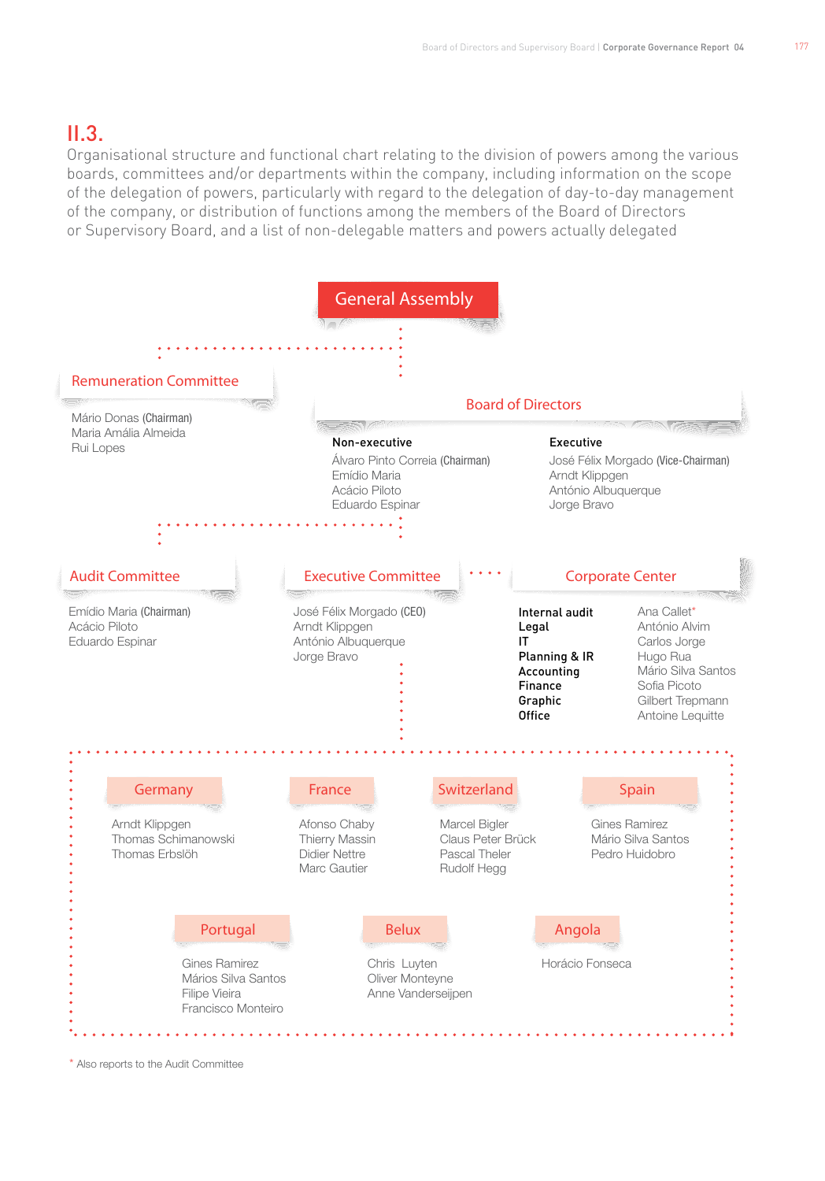## II.3.

Organisational structure and functional chart relating to the division of powers among the various boards, committees and/or departments within the company, including information on the scope of the delegation of powers, particularly with regard to the delegation of day-to-day management of the company, or distribution of functions among the members of the Board of Directors or Supervisory Board, and a list of non-delegable matters and powers actually delegated

### General Assembly

### Remuneration Committee

Mário Donas (Chairman)
Maria Amália Almeida
Rui Lopes

### Board of Directors

**Non-executive**

Álvaro Pinto Correia (Chairman)
Emídio Maria
Acácio Piloto
Eduardo Espinar

**Executive**

José Félix Morgado (Vice-Chairman)
Arndt Klippgen
António Albuquerque
Jorge Bravo

### Audit Committee

Emídio Maria (Chairman)
Acácio Piloto
Eduardo Espinar

### Executive Committee

José Félix Morgado (CEO)
Arndt Klippgen
António Albuquerque
Jorge Bravo

### Corporate Center

| | |
|---|---|
| **Internal audit** | Ana Callet* |
| **Legal** | António Alvim |
| **IT** | Carlos Jorge |
| **Planning & IR** | Hugo Rua |
| **Accounting** | Mário Silva Santos |
| **Finance** | Sofia Picoto |
| **Graphic** | Gilbert Trepmann |
| **Office** | Antoine Lequitte |

### Germany

Arndt Klippgen
Thomas Schimanowski
Thomas Erbslöh

### France

Afonso Chaby
Thierry Massin
Didier Nettre
Marc Gautier

### Switzerland

Marcel Bigler
Claus Peter Brück
Pascal Theler
Rudolf Hegg

### Spain

Gines Ramirez
Mário Silva Santos
Pedro Huidobro

### Portugal

Gines Ramirez
Mários Silva Santos
Filipe Vieira
Francisco Monteiro

### Belux

Chris Luyten
Oliver Monteyne
Anne Vanderseijpen

### Angola

Horácio Fonseca

* Also reports to the Audit Committee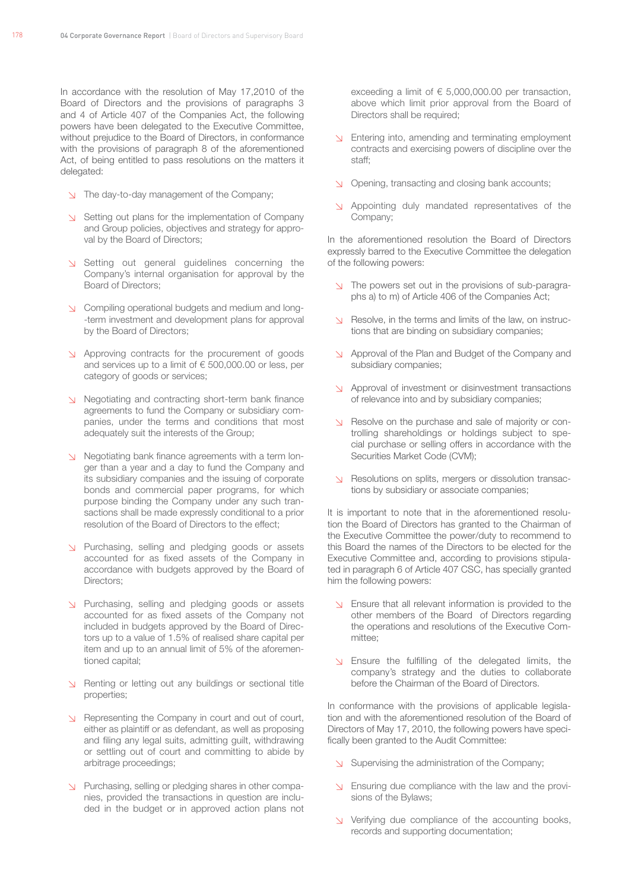In accordance with the resolution of May 17,2010 of the Board of Directors and the provisions of paragraphs 3 and 4 of Article 407 of the Companies Act, the following powers have been delegated to the Executive Committee, without prejudice to the Board of Directors, in conformance with the provisions of paragraph 8 of the aforementioned Act, of being entitled to pass resolutions on the matters it delegated:

- The day-to-day management of the Company;
- Setting out plans for the implementation of Company and Group policies, objectives and strategy for approval by the Board of Directors;
- Setting out general guidelines concerning the Company's internal organisation for approval by the Board of Directors;
- Compiling operational budgets and medium and long-term investment and development plans for approval by the Board of Directors;
- Approving contracts for the procurement of goods and services up to a limit of € 500,000.00 or less, per category of goods or services;
- Negotiating and contracting short-term bank finance agreements to fund the Company or subsidiary companies, under the terms and conditions that most adequately suit the interests of the Group;
- Negotiating bank finance agreements with a term longer than a year and a day to fund the Company and its subsidiary companies and the issuing of corporate bonds and commercial paper programs, for which purpose binding the Company under any such transactions shall be made expressly conditional to a prior resolution of the Board of Directors to the effect;
- Purchasing, selling and pledging goods or assets accounted for as fixed assets of the Company in accordance with budgets approved by the Board of Directors;
- Purchasing, selling and pledging goods or assets accounted for as fixed assets of the Company not included in budgets approved by the Board of Directors up to a value of 1.5% of realised share capital per item and up to an annual limit of 5% of the aforementioned capital;
- Renting or letting out any buildings or sectional title properties;
- Representing the Company in court and out of court, either as plaintiff or as defendant, as well as proposing and filing any legal suits, admitting guilt, withdrawing or settling out of court and committing to abide by arbitrage proceedings;
- Purchasing, selling or pledging shares in other companies, provided the transactions in question are included in the budget or in approved action plans not exceeding a limit of € 5,000,000.00 per transaction, above which limit prior approval from the Board of Directors shall be required;
- Entering into, amending and terminating employment contracts and exercising powers of discipline over the staff;
- Opening, transacting and closing bank accounts;
- Appointing duly mandated representatives of the Company;

In the aforementioned resolution the Board of Directors expressly barred to the Executive Committee the delegation of the following powers:

- The powers set out in the provisions of sub-paragraphs a) to m) of Article 406 of the Companies Act;
- Resolve, in the terms and limits of the law, on instructions that are binding on subsidiary companies;
- Approval of the Plan and Budget of the Company and subsidiary companies;
- Approval of investment or disinvestment transactions of relevance into and by subsidiary companies;
- Resolve on the purchase and sale of majority or controlling shareholdings or holdings subject to special purchase or selling offers in accordance with the Securities Market Code (CVM);
- Resolutions on splits, mergers or dissolution transactions by subsidiary or associate companies;

It is important to note that in the aforementioned resolution the Board of Directors has granted to the Chairman of the Executive Committee the power/duty to recommend to this Board the names of the Directors to be elected for the Executive Committee and, according to provisions stipulated in paragraph 6 of Article 407 CSC, has specially granted him the following powers:

- Ensure that all relevant information is provided to the other members of the Board of Directors regarding the operations and resolutions of the Executive Committee;
- Ensure the fulfilling of the delegated limits, the company's strategy and the duties to collaborate before the Chairman of the Board of Directors.

In conformance with the provisions of applicable legislation and with the aforementioned resolution of the Board of Directors of May 17, 2010, the following powers have specifically been granted to the Audit Committee:

- Supervising the administration of the Company;
- Ensuring due compliance with the law and the provisions of the Bylaws;
- Verifying due compliance of the accounting books, records and supporting documentation;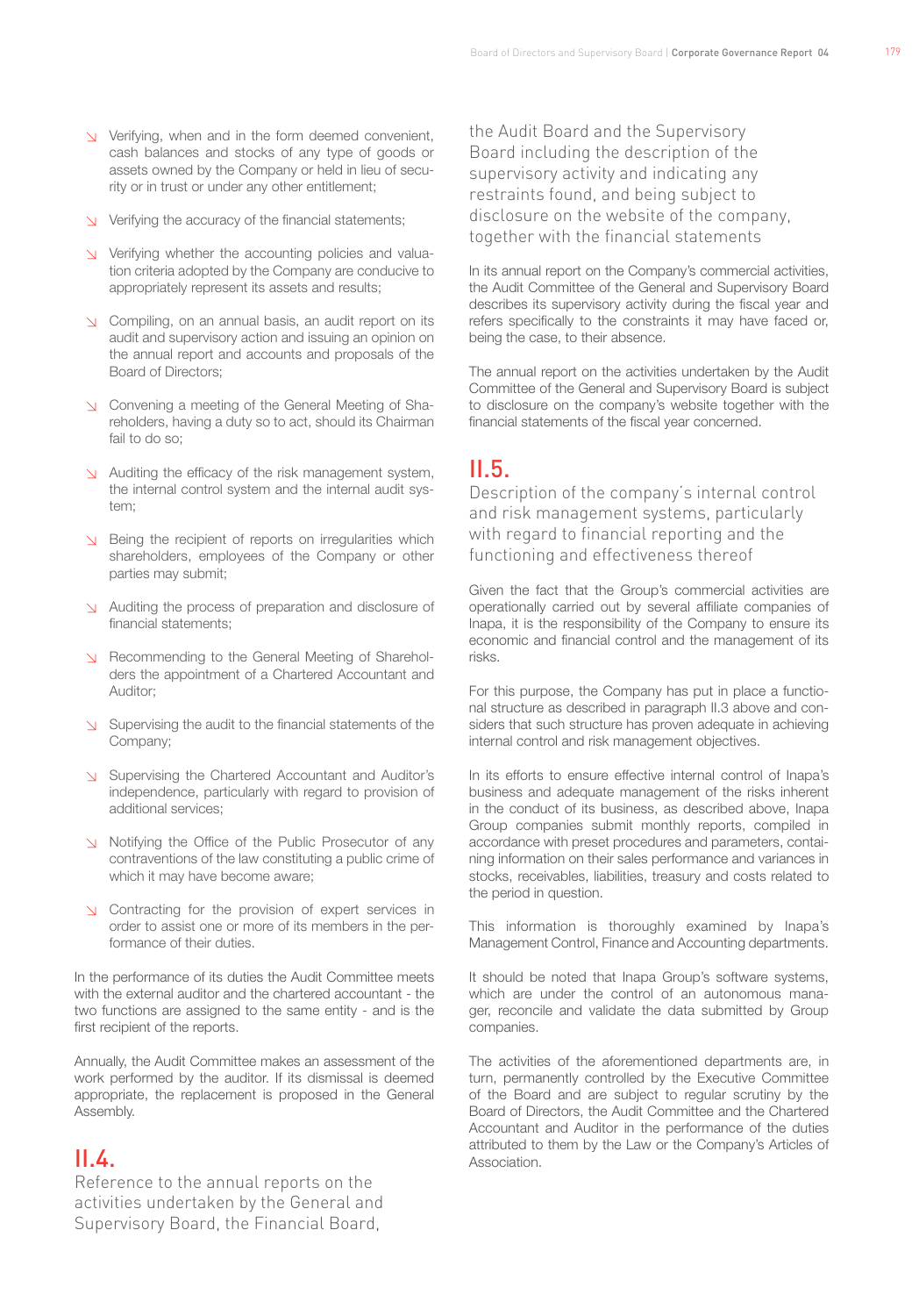- Verifying, when and in the form deemed convenient, cash balances and stocks of any type of goods or assets owned by the Company or held in lieu of security or in trust or under any other entitlement;
- Verifying the accuracy of the financial statements;
- Verifying whether the accounting policies and valuation criteria adopted by the Company are conducive to appropriately represent its assets and results;
- Compiling, on an annual basis, an audit report on its audit and supervisory action and issuing an opinion on the annual report and accounts and proposals of the Board of Directors;
- Convening a meeting of the General Meeting of Shareholders, having a duty so to act, should its Chairman fail to do so;
- Auditing the efficacy of the risk management system, the internal control system and the internal audit system;
- Being the recipient of reports on irregularities which shareholders, employees of the Company or other parties may submit;
- Auditing the process of preparation and disclosure of financial statements;
- Recommending to the General Meeting of Shareholders the appointment of a Chartered Accountant and Auditor;
- Supervising the audit to the financial statements of the Company;
- Supervising the Chartered Accountant and Auditor's independence, particularly with regard to provision of additional services;
- Notifying the Office of the Public Prosecutor of any contraventions of the law constituting a public crime of which it may have become aware;
- Contracting for the provision of expert services in order to assist one or more of its members in the performance of their duties.

In the performance of its duties the Audit Committee meets with the external auditor and the chartered accountant - the two functions are assigned to the same entity - and is the first recipient of the reports.

Annually, the Audit Committee makes an assessment of the work performed by the auditor. If its dismissal is deemed appropriate, the replacement is proposed in the General Assembly.

## II.4.

Reference to the annual reports on the activities undertaken by the General and Supervisory Board, the Financial Board, the Audit Board and the Supervisory Board including the description of the supervisory activity and indicating any restraints found, and being subject to disclosure on the website of the company, together with the financial statements

In its annual report on the Company's commercial activities, the Audit Committee of the General and Supervisory Board describes its supervisory activity during the fiscal year and refers specifically to the constraints it may have faced or, being the case, to their absence.

The annual report on the activities undertaken by the Audit Committee of the General and Supervisory Board is subject to disclosure on the company's website together with the financial statements of the fiscal year concerned.

## II.5.

Description of the company's internal control and risk management systems, particularly with regard to financial reporting and the functioning and effectiveness thereof

Given the fact that the Group's commercial activities are operationally carried out by several affiliate companies of Inapa, it is the responsibility of the Company to ensure its economic and financial control and the management of its risks.

For this purpose, the Company has put in place a functional structure as described in paragraph II.3 above and considers that such structure has proven adequate in achieving internal control and risk management objectives.

In its efforts to ensure effective internal control of Inapa's business and adequate management of the risks inherent in the conduct of its business, as described above, Inapa Group companies submit monthly reports, compiled in accordance with preset procedures and parameters, containing information on their sales performance and variances in stocks, receivables, liabilities, treasury and costs related to the period in question.

This information is thoroughly examined by Inapa's Management Control, Finance and Accounting departments.

It should be noted that Inapa Group's software systems, which are under the control of an autonomous manager, reconcile and validate the data submitted by Group companies.

The activities of the aforementioned departments are, in turn, permanently controlled by the Executive Committee of the Board and are subject to regular scrutiny by the Board of Directors, the Audit Committee and the Chartered Accountant and Auditor in the performance of the duties attributed to them by the Law or the Company's Articles of Association.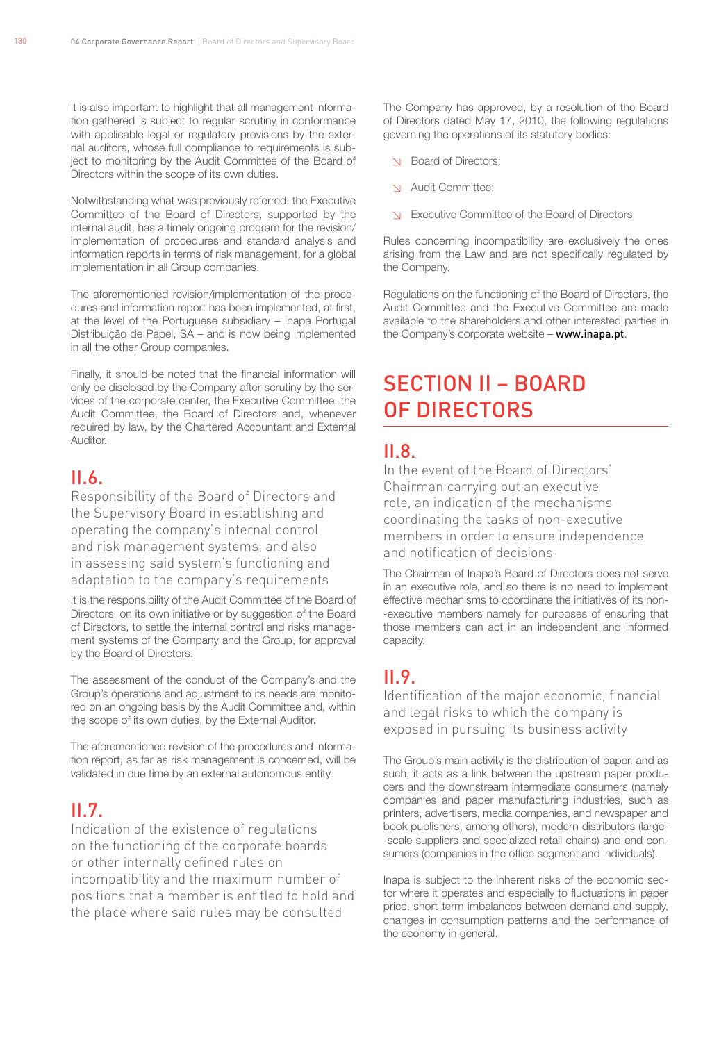It is also important to highlight that all management information gathered is subject to regular scrutiny in conformance with applicable legal or regulatory provisions by the external auditors, whose full compliance to requirements is subject to monitoring by the Audit Committee of the Board of Directors within the scope of its own duties.

Notwithstanding what was previously referred, the Executive Committee of the Board of Directors, supported by the internal audit, has a timely ongoing program for the revision/implementation of procedures and standard analysis and information reports in terms of risk management, for a global implementation in all Group companies.

The aforementioned revision/implementation of the procedures and information report has been implemented, at first, at the level of the Portuguese subsidiary – Inapa Portugal Distribuição de Papel, SA – and is now being implemented in all the other Group companies.

Finally, it should be noted that the financial information will only be disclosed by the Company after scrutiny by the services of the corporate center, the Executive Committee, the Audit Committee, the Board of Directors and, whenever required by law, by the Chartered Accountant and External Auditor.

## II.6.

### Responsibility of the Board of Directors and the Supervisory Board in establishing and operating the company's internal control and risk management systems, and also in assessing said system's functioning and adaptation to the company's requirements

It is the responsibility of the Audit Committee of the Board of Directors, on its own initiative or by suggestion of the Board of Directors, to settle the internal control and risks management systems of the Company and the Group, for approval by the Board of Directors.

The assessment of the conduct of the Company's and the Group's operations and adjustment to its needs are monitored on an ongoing basis by the Audit Committee and, within the scope of its own duties, by the External Auditor.

The aforementioned revision of the procedures and information report, as far as risk management is concerned, will be validated in due time by an external autonomous entity.

## II.7.

### Indication of the existence of regulations on the functioning of the corporate boards or other internally defined rules on incompatibility and the maximum number of positions that a member is entitled to hold and the place where said rules may be consulted

The Company has approved, by a resolution of the Board of Directors dated May 17, 2010, the following regulations governing the operations of its statutory bodies:

- Board of Directors;
- Audit Committee;
- Executive Committee of the Board of Directors

Rules concerning incompatibility are exclusively the ones arising from the Law and are not specifically regulated by the Company.

Regulations on the functioning of the Board of Directors, the Audit Committee and the Executive Committee are made available to the shareholders and other interested parties in the Company's corporate website – **www.inapa.pt**.

# SECTION II – BOARD OF DIRECTORS

## II.8.

### In the event of the Board of Directors' Chairman carrying out an executive role, an indication of the mechanisms coordinating the tasks of non-executive members in order to ensure independence and notification of decisions

The Chairman of Inapa's Board of Directors does not serve in an executive role, and so there is no need to implement effective mechanisms to coordinate the initiatives of its non-executive members namely for purposes of ensuring that those members can act in an independent and informed capacity.

## II.9.

### Identification of the major economic, financial and legal risks to which the company is exposed in pursuing its business activity

The Group's main activity is the distribution of paper, and as such, it acts as a link between the upstream paper producers and the downstream intermediate consumers (namely companies and paper manufacturing industries, such as printers, advertisers, media companies, and newspaper and book publishers, among others), modern distributors (large-scale suppliers and specialized retail chains) and end consumers (companies in the office segment and individuals).

Inapa is subject to the inherent risks of the economic sector where it operates and especially to fluctuations in paper price, short-term imbalances between demand and supply, changes in consumption patterns and the performance of the economy in general.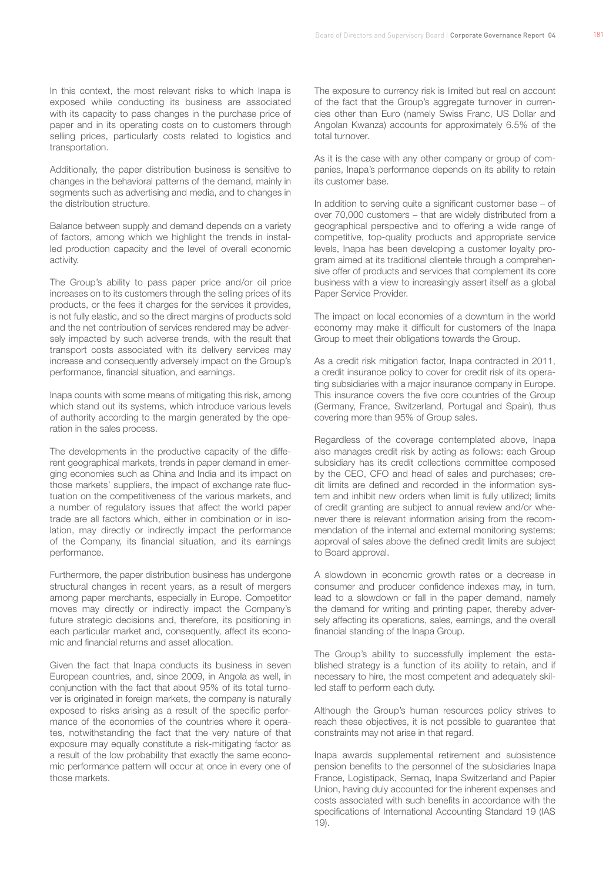In this context, the most relevant risks to which Inapa is exposed while conducting its business are associated with its capacity to pass changes in the purchase price of paper and in its operating costs on to customers through selling prices, particularly costs related to logistics and transportation.

Additionally, the paper distribution business is sensitive to changes in the behavioral patterns of the demand, mainly in segments such as advertising and media, and to changes in the distribution structure.

Balance between supply and demand depends on a variety of factors, among which we highlight the trends in installed production capacity and the level of overall economic activity.

The Group's ability to pass paper price and/or oil price increases on to its customers through the selling prices of its products, or the fees it charges for the services it provides, is not fully elastic, and so the direct margins of products sold and the net contribution of services rendered may be adversely impacted by such adverse trends, with the result that transport costs associated with its delivery services may increase and consequently adversely impact on the Group's performance, financial situation, and earnings.

Inapa counts with some means of mitigating this risk, among which stand out its systems, which introduce various levels of authority according to the margin generated by the operation in the sales process.

The developments in the productive capacity of the different geographical markets, trends in paper demand in emerging economies such as China and India and its impact on those markets' suppliers, the impact of exchange rate fluctuation on the competitiveness of the various markets, and a number of regulatory issues that affect the world paper trade are all factors which, either in combination or in isolation, may directly or indirectly impact the performance of the Company, its financial situation, and its earnings performance.

Furthermore, the paper distribution business has undergone structural changes in recent years, as a result of mergers among paper merchants, especially in Europe. Competitor moves may directly or indirectly impact the Company's future strategic decisions and, therefore, its positioning in each particular market and, consequently, affect its economic and financial returns and asset allocation.

Given the fact that Inapa conducts its business in seven European countries, and, since 2009, in Angola as well, in conjunction with the fact that about 95% of its total turnover is originated in foreign markets, the company is naturally exposed to risks arising as a result of the specific performance of the economies of the countries where it operates, notwithstanding the fact that the very nature of that exposure may equally constitute a risk-mitigating factor as a result of the low probability that exactly the same economic performance pattern will occur at once in every one of those markets.

The exposure to currency risk is limited but real on account of the fact that the Group's aggregate turnover in currencies other than Euro (namely Swiss Franc, US Dollar and Angolan Kwanza) accounts for approximately 6.5% of the total turnover.

As it is the case with any other company or group of companies, Inapa's performance depends on its ability to retain its customer base.

In addition to serving quite a significant customer base – of over 70,000 customers – that are widely distributed from a geographical perspective and to offering a wide range of competitive, top-quality products and appropriate service levels, Inapa has been developing a customer loyalty program aimed at its traditional clientele through a comprehensive offer of products and services that complement its core business with a view to increasingly assert itself as a global Paper Service Provider.

The impact on local economies of a downturn in the world economy may make it difficult for customers of the Inapa Group to meet their obligations towards the Group.

As a credit risk mitigation factor, Inapa contracted in 2011, a credit insurance policy to cover for credit risk of its operating subsidiaries with a major insurance company in Europe. This insurance covers the five core countries of the Group (Germany, France, Switzerland, Portugal and Spain), thus covering more than 95% of Group sales.

Regardless of the coverage contemplated above, Inapa also manages credit risk by acting as follows: each Group subsidiary has its credit collections committee composed by the CEO, CFO and head of sales and purchases; credit limits are defined and recorded in the information system and inhibit new orders when limit is fully utilized; limits of credit granting are subject to annual review and/or whenever there is relevant information arising from the recommendation of the internal and external monitoring systems; approval of sales above the defined credit limits are subject to Board approval.

A slowdown in economic growth rates or a decrease in consumer and producer confidence indexes may, in turn, lead to a slowdown or fall in the paper demand, namely the demand for writing and printing paper, thereby adversely affecting its operations, sales, earnings, and the overall financial standing of the Inapa Group.

The Group's ability to successfully implement the established strategy is a function of its ability to retain, and if necessary to hire, the most competent and adequately skilled staff to perform each duty.

Although the Group's human resources policy strives to reach these objectives, it is not possible to guarantee that constraints may not arise in that regard.

Inapa awards supplemental retirement and subsistence pension benefits to the personnel of the subsidiaries Inapa France, Logistipack, Semaq, Inapa Switzerland and Papier Union, having duly accounted for the inherent expenses and costs associated with such benefits in accordance with the specifications of International Accounting Standard 19 (IAS 19).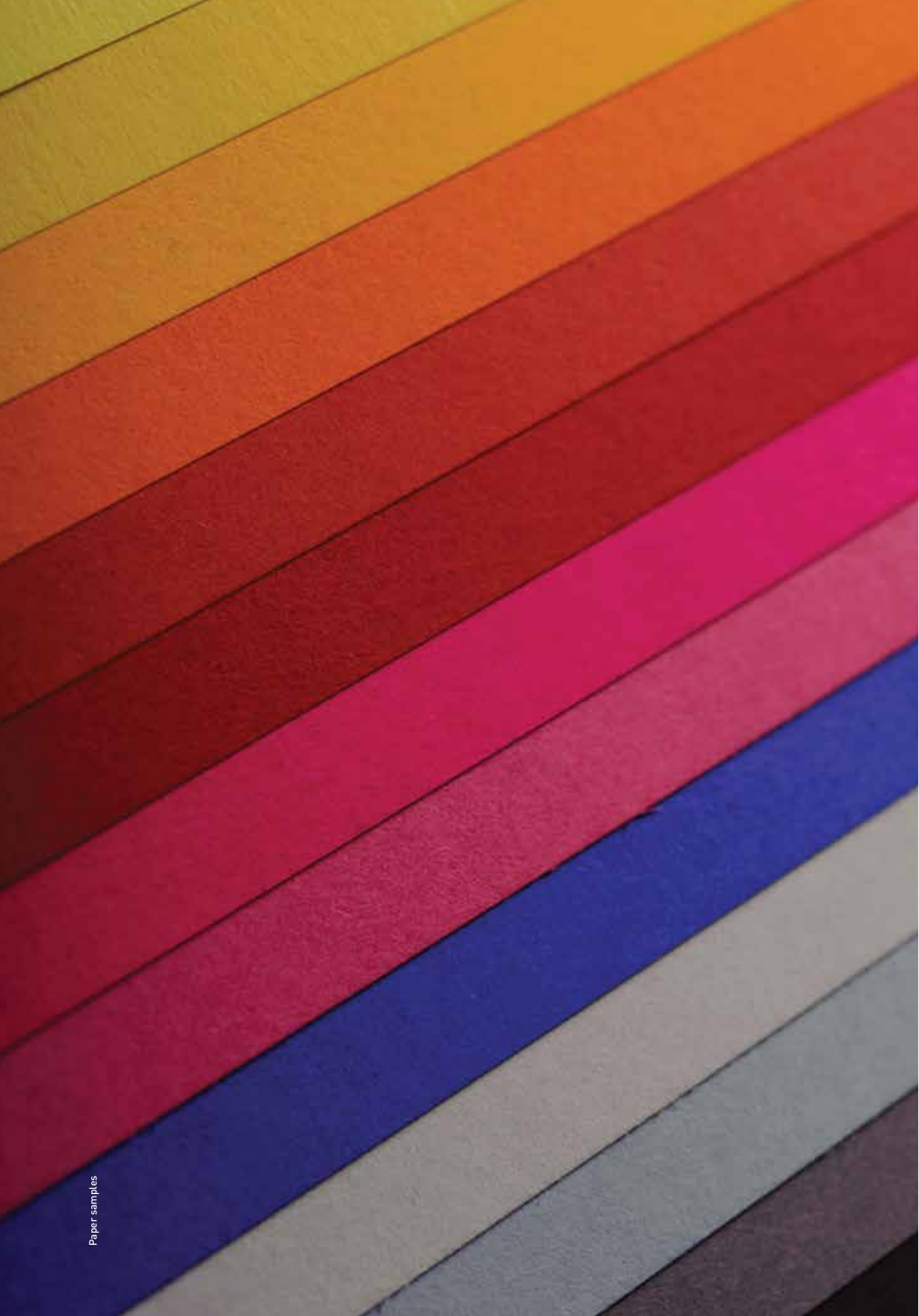Paper samples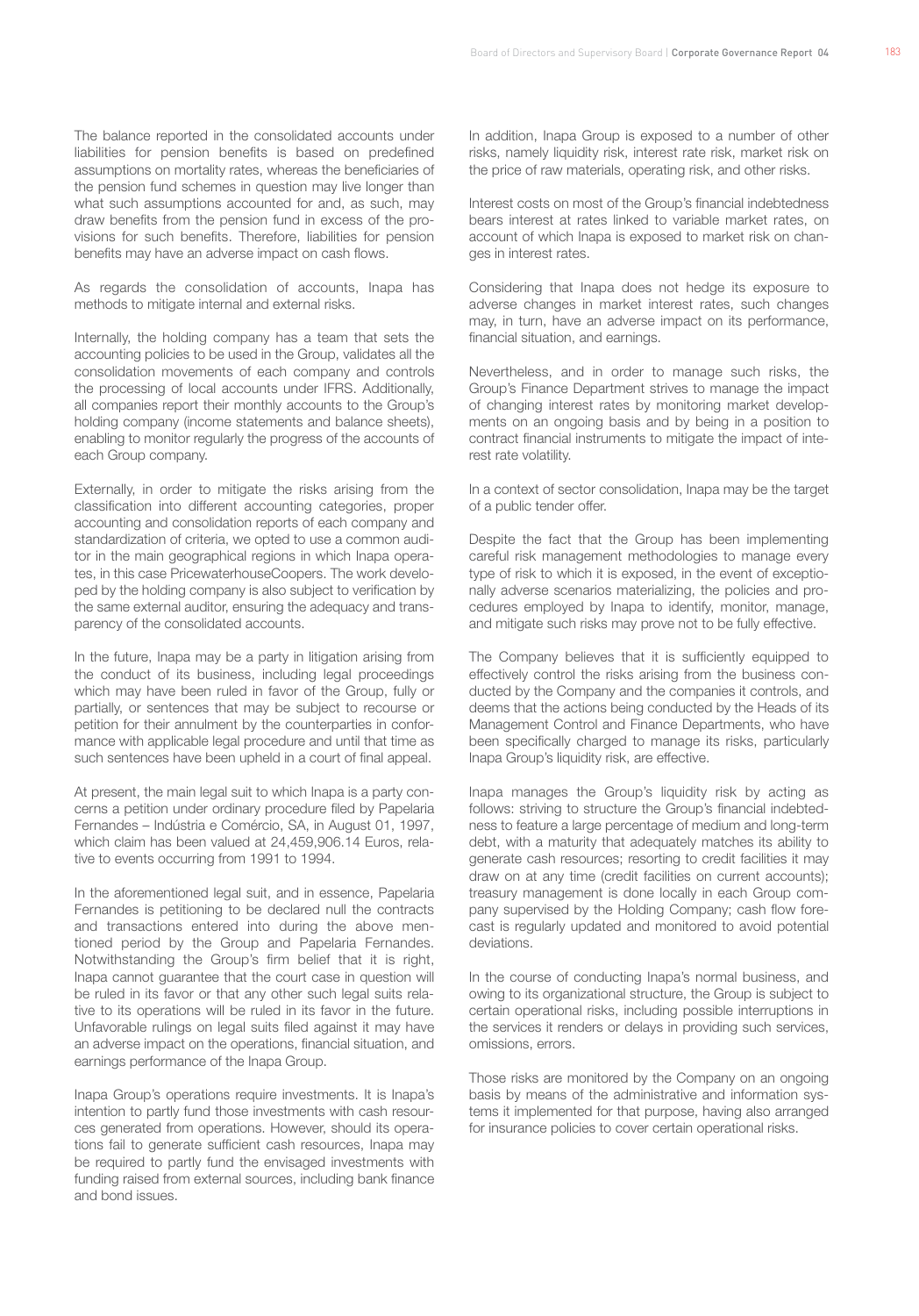The balance reported in the consolidated accounts under liabilities for pension benefits is based on predefined assumptions on mortality rates, whereas the beneficiaries of the pension fund schemes in question may live longer than what such assumptions accounted for and, as such, may draw benefits from the pension fund in excess of the provisions for such benefits. Therefore, liabilities for pension benefits may have an adverse impact on cash flows.

As regards the consolidation of accounts, Inapa has methods to mitigate internal and external risks.

Internally, the holding company has a team that sets the accounting policies to be used in the Group, validates all the consolidation movements of each company and controls the processing of local accounts under IFRS. Additionally, all companies report their monthly accounts to the Group's holding company (income statements and balance sheets), enabling to monitor regularly the progress of the accounts of each Group company.

Externally, in order to mitigate the risks arising from the classification into different accounting categories, proper accounting and consolidation reports of each company and standardization of criteria, we opted to use a common auditor in the main geographical regions in which Inapa operates, in this case PricewaterhouseCoopers. The work developed by the holding company is also subject to verification by the same external auditor, ensuring the adequacy and transparency of the consolidated accounts.

In the future, Inapa may be a party in litigation arising from the conduct of its business, including legal proceedings which may have been ruled in favor of the Group, fully or partially, or sentences that may be subject to recourse or petition for their annulment by the counterparties in conformance with applicable legal procedure and until that time as such sentences have been upheld in a court of final appeal.

At present, the main legal suit to which Inapa is a party concerns a petition under ordinary procedure filed by Papelaria Fernandes – Indústria e Comércio, SA, in August 01, 1997, which claim has been valued at 24,459,906.14 Euros, relative to events occurring from 1991 to 1994.

In the aforementioned legal suit, and in essence, Papelaria Fernandes is petitioning to be declared null the contracts and transactions entered into during the above mentioned period by the Group and Papelaria Fernandes. Notwithstanding the Group's firm belief that it is right, Inapa cannot guarantee that the court case in question will be ruled in its favor or that any other such legal suits relative to its operations will be ruled in its favor in the future. Unfavorable rulings on legal suits filed against it may have an adverse impact on the operations, financial situation, and earnings performance of the Inapa Group.

Inapa Group's operations require investments. It is Inapa's intention to partly fund those investments with cash resources generated from operations. However, should its operations fail to generate sufficient cash resources, Inapa may be required to partly fund the envisaged investments with funding raised from external sources, including bank finance and bond issues.

In addition, Inapa Group is exposed to a number of other risks, namely liquidity risk, interest rate risk, market risk on the price of raw materials, operating risk, and other risks.

Interest costs on most of the Group's financial indebtedness bears interest at rates linked to variable market rates, on account of which Inapa is exposed to market risk on changes in interest rates.

Considering that Inapa does not hedge its exposure to adverse changes in market interest rates, such changes may, in turn, have an adverse impact on its performance, financial situation, and earnings.

Nevertheless, and in order to manage such risks, the Group's Finance Department strives to manage the impact of changing interest rates by monitoring market developments on an ongoing basis and by being in a position to contract financial instruments to mitigate the impact of interest rate volatility.

In a context of sector consolidation, Inapa may be the target of a public tender offer.

Despite the fact that the Group has been implementing careful risk management methodologies to manage every type of risk to which it is exposed, in the event of exceptionally adverse scenarios materializing, the policies and procedures employed by Inapa to identify, monitor, manage, and mitigate such risks may prove not to be fully effective.

The Company believes that it is sufficiently equipped to effectively control the risks arising from the business conducted by the Company and the companies it controls, and deems that the actions being conducted by the Heads of its Management Control and Finance Departments, who have been specifically charged to manage its risks, particularly Inapa Group's liquidity risk, are effective.

Inapa manages the Group's liquidity risk by acting as follows: striving to structure the Group's financial indebtedness to feature a large percentage of medium and long-term debt, with a maturity that adequately matches its ability to generate cash resources; resorting to credit facilities it may draw on at any time (credit facilities on current accounts); treasury management is done locally in each Group company supervised by the Holding Company; cash flow forecast is regularly updated and monitored to avoid potential deviations.

In the course of conducting Inapa's normal business, and owing to its organizational structure, the Group is subject to certain operational risks, including possible interruptions in the services it renders or delays in providing such services, omissions, errors.

Those risks are monitored by the Company on an ongoing basis by means of the administrative and information systems it implemented for that purpose, having also arranged for insurance policies to cover certain operational risks.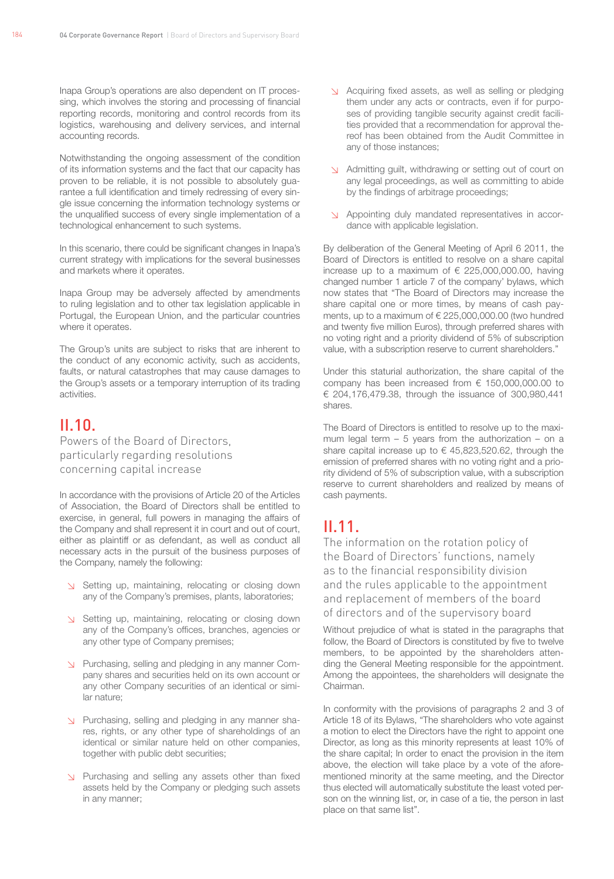Inapa Group's operations are also dependent on IT processing, which involves the storing and processing of financial reporting records, monitoring and control records from its logistics, warehousing and delivery services, and internal accounting records.

Notwithstanding the ongoing assessment of the condition of its information systems and the fact that our capacity has proven to be reliable, it is not possible to absolutely guarantee a full identification and timely redressing of every single issue concerning the information technology systems or the unqualified success of every single implementation of a technological enhancement to such systems.

In this scenario, there could be significant changes in Inapa's current strategy with implications for the several businesses and markets where it operates.

Inapa Group may be adversely affected by amendments to ruling legislation and to other tax legislation applicable in Portugal, the European Union, and the particular countries where it operates.

The Group's units are subject to risks that are inherent to the conduct of any economic activity, such as accidents, faults, or natural catastrophes that may cause damages to the Group's assets or a temporary interruption of its trading activities.

## II.10.

### Powers of the Board of Directors, particularly regarding resolutions concerning capital increase

In accordance with the provisions of Article 20 of the Articles of Association, the Board of Directors shall be entitled to exercise, in general, full powers in managing the affairs of the Company and shall represent it in court and out of court, either as plaintiff or as defendant, as well as conduct all necessary acts in the pursuit of the business purposes of the Company, namely the following:

- Setting up, maintaining, relocating or closing down any of the Company's premises, plants, laboratories;
- Setting up, maintaining, relocating or closing down any of the Company's offices, branches, agencies or any other type of Company premises;
- Purchasing, selling and pledging in any manner Company shares and securities held on its own account or any other Company securities of an identical or similar nature;
- Purchasing, selling and pledging in any manner shares, rights, or any other type of shareholdings of an identical or similar nature held on other companies, together with public debt securities;
- Purchasing and selling any assets other than fixed assets held by the Company or pledging such assets in any manner;
- Acquiring fixed assets, as well as selling or pledging them under any acts or contracts, even if for purposes of providing tangible security against credit facilities provided that a recommendation for approval thereof has been obtained from the Audit Committee in any of those instances;
- Admitting guilt, withdrawing or setting out of court on any legal proceedings, as well as committing to abide by the findings of arbitrage proceedings;
- Appointing duly mandated representatives in accordance with applicable legislation.

By deliberation of the General Meeting of April 6 2011, the Board of Directors is entitled to resolve on a share capital increase up to a maximum of € 225,000,000.00, having changed number 1 article 7 of the company' bylaws, which now states that "The Board of Directors may increase the share capital one or more times, by means of cash payments, up to a maximum of € 225,000,000.00 (two hundred and twenty five million Euros), through preferred shares with no voting right and a priority dividend of 5% of subscription value, with a subscription reserve to current shareholders."

Under this staturial authorization, the share capital of the company has been increased from € 150,000,000.00 to € 204,176,479.38, through the issuance of 300,980,441 shares.

The Board of Directors is entitled to resolve up to the maximum legal term – 5 years from the authorization – on a share capital increase up to € 45,823,520.62, through the emission of preferred shares with no voting right and a priority dividend of 5% of subscription value, with a subscription reserve to current shareholders and realized by means of cash payments.

## II.11.

### The information on the rotation policy of the Board of Directors' functions, namely as to the financial responsibility division and the rules applicable to the appointment and replacement of members of the board of directors and of the supervisory board

Without prejudice of what is stated in the paragraphs that follow, the Board of Directors is constituted by five to twelve members, to be appointed by the shareholders attending the General Meeting responsible for the appointment. Among the appointees, the shareholders will designate the Chairman.

In conformity with the provisions of paragraphs 2 and 3 of Article 18 of its Bylaws, "The shareholders who vote against a motion to elect the Directors have the right to appoint one Director, as long as this minority represents at least 10% of the share capital; In order to enact the provision in the item above, the election will take place by a vote of the aforementioned minority at the same meeting, and the Director thus elected will automatically substitute the least voted person on the winning list, or, in case of a tie, the person in last place on that same list".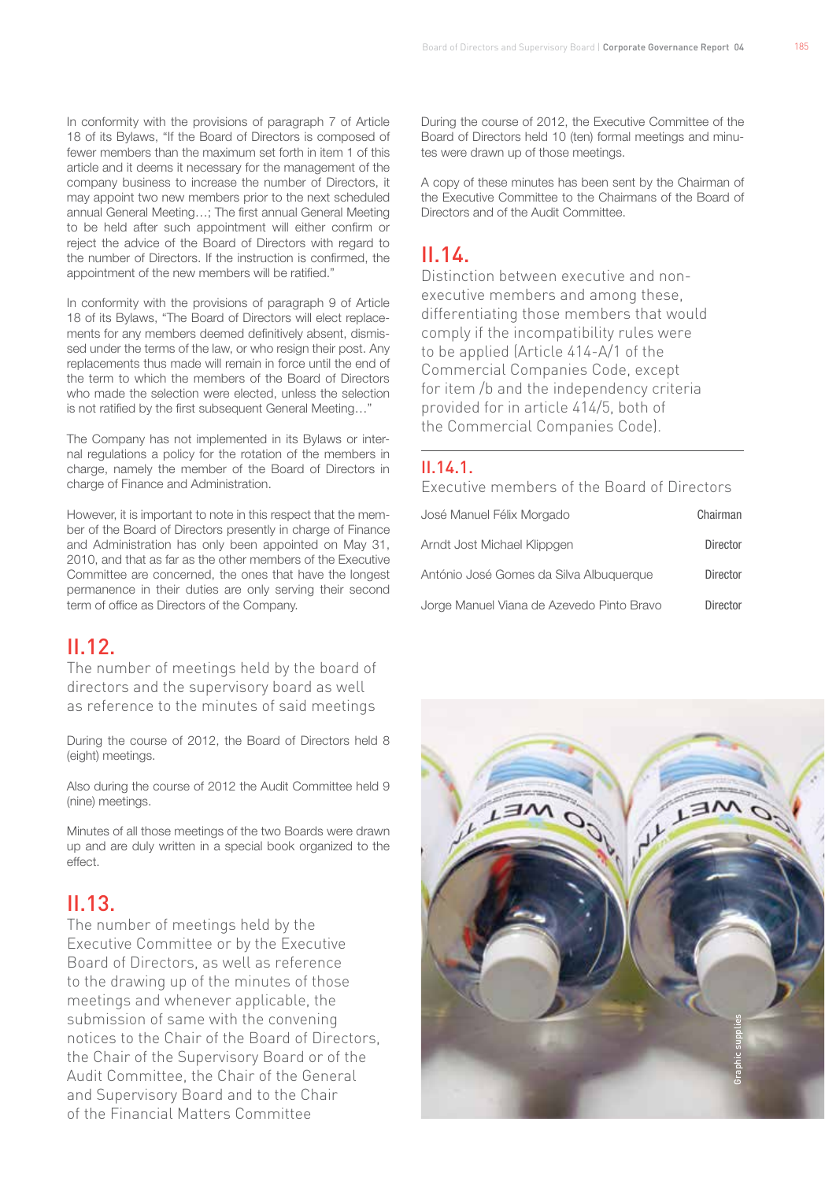In conformity with the provisions of paragraph 7 of Article 18 of its Bylaws, "If the Board of Directors is composed of fewer members than the maximum set forth in item 1 of this article and it deems it necessary for the management of the company business to increase the number of Directors, it may appoint two new members prior to the next scheduled annual General Meeting…; The first annual General Meeting to be held after such appointment will either confirm or reject the advice of the Board of Directors with regard to the number of Directors. If the instruction is confirmed, the appointment of the new members will be ratified."

In conformity with the provisions of paragraph 9 of Article 18 of its Bylaws, "The Board of Directors will elect replacements for any members deemed definitively absent, dismissed under the terms of the law, or who resign their post. Any replacements thus made will remain in force until the end of the term to which the members of the Board of Directors who made the selection were elected, unless the selection is not ratified by the first subsequent General Meeting…"

The Company has not implemented in its Bylaws or internal regulations a policy for the rotation of the members in charge, namely the member of the Board of Directors in charge of Finance and Administration.

However, it is important to note in this respect that the member of the Board of Directors presently in charge of Finance and Administration has only been appointed on May 31, 2010, and that as far as the other members of the Executive Committee are concerned, the ones that have the longest permanence in their duties are only serving their second term of office as Directors of the Company.

## II.12.

### The number of meetings held by the board of directors and the supervisory board as well as reference to the minutes of said meetings

During the course of 2012, the Board of Directors held 8 (eight) meetings.

Also during the course of 2012 the Audit Committee held 9 (nine) meetings.

Minutes of all those meetings of the two Boards were drawn up and are duly written in a special book organized to the effect.

## II.13.

### The number of meetings held by the Executive Committee or by the Executive Board of Directors, as well as reference to the drawing up of the minutes of those meetings and whenever applicable, the submission of same with the convening notices to the Chair of the Board of Directors, the Chair of the Supervisory Board or of the Audit Committee, the Chair of the General and Supervisory Board and to the Chair of the Financial Matters Committee

During the course of 2012, the Executive Committee of the Board of Directors held 10 (ten) formal meetings and minutes were drawn up of those meetings.

A copy of these minutes has been sent by the Chairman of the Executive Committee to the Chairmans of the Board of Directors and of the Audit Committee.

## II.14.

### Distinction between executive and non-executive members and among these, differentiating those members that would comply if the incompatibility rules were to be applied (Article 414-A/1 of the Commercial Companies Code, except for item /b and the independency criteria provided for in article 414/5, both of the Commercial Companies Code).

## II.14.1.

### Executive members of the Board of Directors

| | |
|---|---|
| José Manuel Félix Morgado | Chairman |
| Arndt Jost Michael Klippgen | Director |
| António José Gomes da Silva Albuquerque | Director |
| Jorge Manuel Viana de Azevedo Pinto Bravo | Director |

Graphic supplies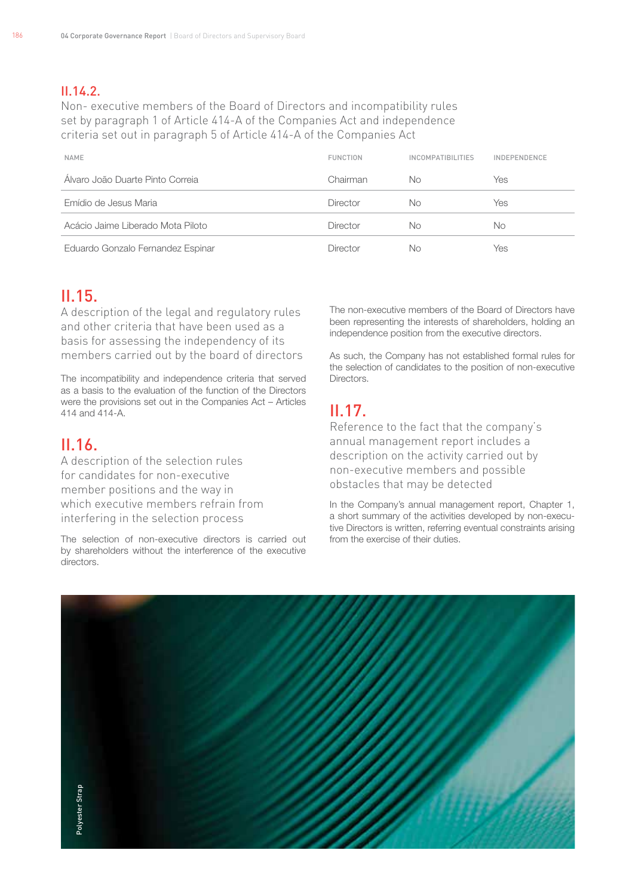## II.14.2.

Non- executive members of the Board of Directors and incompatibility rules set by paragraph 1 of Article 414-A of the Companies Act and independence criteria set out in paragraph 5 of Article 414-A of the Companies Act

| NAME | FUNCTION | INCOMPATIBILITIES | INDEPENDENCE |
|---|---|---|---|
| Álvaro João Duarte Pinto Correia | Chairman | No | Yes |
| Emídio de Jesus Maria | Director | No | Yes |
| Acácio Jaime Liberado Mota Piloto | Director | No | No |
| Eduardo Gonzalo Fernandez Espinar | Director | No | Yes |

## II.15.

A description of the legal and regulatory rules and other criteria that have been used as a basis for assessing the independency of its members carried out by the board of directors

The incompatibility and independence criteria that served as a basis to the evaluation of the function of the Directors were the provisions set out in the Companies Act – Articles 414 and 414-A.

## II.16.

A description of the selection rules for candidates for non-executive member positions and the way in which executive members refrain from interfering in the selection process

The selection of non-executive directors is carried out by shareholders without the interference of the executive directors.

The non-executive members of the Board of Directors have been representing the interests of shareholders, holding an independence position from the executive directors.

As such, the Company has not established formal rules for the selection of candidates to the position of non-executive Directors.

## II.17.

Reference to the fact that the company's annual management report includes a description on the activity carried out by non-executive members and possible obstacles that may be detected

In the Company's annual management report, Chapter 1, a short summary of the activities developed by non-executive Directors is written, referring eventual constraints arising from the exercise of their duties.

Polyester Strap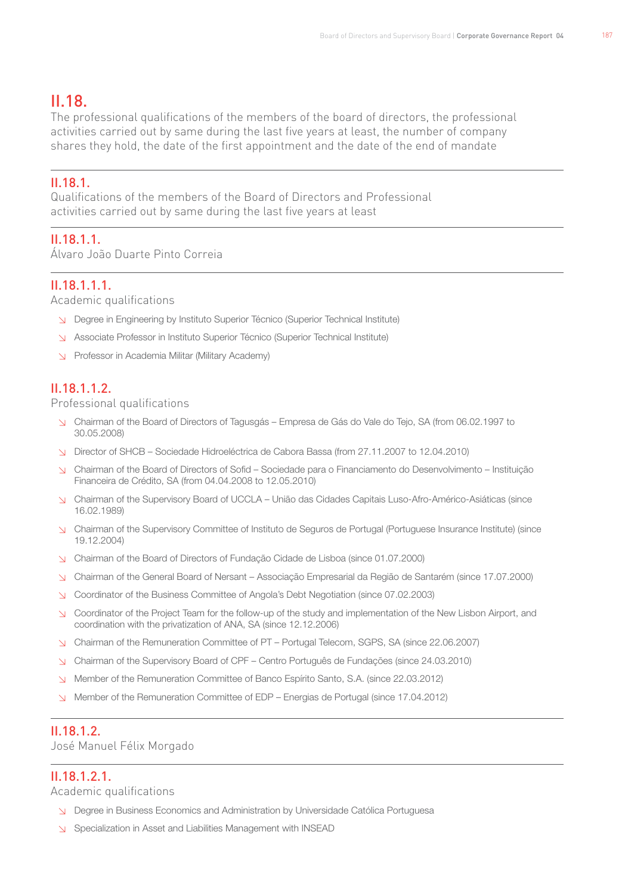## II.18.

The professional qualifications of the members of the board of directors, the professional activities carried out by same during the last five years at least, the number of company shares they hold, the date of the first appointment and the date of the end of mandate

### II.18.1.

Qualifications of the members of the Board of Directors and Professional activities carried out by same during the last five years at least

#### II.18.1.1.

Álvaro João Duarte Pinto Correia

##### II.18.1.1.1.

Academic qualifications

- Degree in Engineering by Instituto Superior Técnico (Superior Technical Institute)
- Associate Professor in Instituto Superior Técnico (Superior Technical Institute)
- Professor in Academia Militar (Military Academy)

##### II.18.1.1.2.

Professional qualifications

- Chairman of the Board of Directors of Tagusgás – Empresa de Gás do Vale do Tejo, SA (from 06.02.1997 to 30.05.2008)
- Director of SHCB – Sociedade Hidroeléctrica de Cabora Bassa (from 27.11.2007 to 12.04.2010)
- Chairman of the Board of Directors of Sofid – Sociedade para o Financiamento do Desenvolvimento – Instituição Financeira de Crédito, SA (from 04.04.2008 to 12.05.2010)
- Chairman of the Supervisory Board of UCCLA – União das Cidades Capitais Luso-Afro-Américo-Asiáticas (since 16.02.1989)
- Chairman of the Supervisory Committee of Instituto de Seguros de Portugal (Portuguese Insurance Institute) (since 19.12.2004)
- Chairman of the Board of Directors of Fundação Cidade de Lisboa (since 01.07.2000)
- Chairman of the General Board of Nersant – Associação Empresarial da Região de Santarém (since 17.07.2000)
- Coordinator of the Business Committee of Angola's Debt Negotiation (since 07.02.2003)
- Coordinator of the Project Team for the follow-up of the study and implementation of the New Lisbon Airport, and coordination with the privatization of ANA, SA (since 12.12.2006)
- Chairman of the Remuneration Committee of PT – Portugal Telecom, SGPS, SA (since 22.06.2007)
- Chairman of the Supervisory Board of CPF – Centro Português de Fundações (since 24.03.2010)
- Member of the Remuneration Committee of Banco Espírito Santo, S.A. (since 22.03.2012)
- Member of the Remuneration Committee of EDP – Energias de Portugal (since 17.04.2012)

#### II.18.1.2.

José Manuel Félix Morgado

##### II.18.1.2.1.

Academic qualifications

- Degree in Business Economics and Administration by Universidade Católica Portuguesa
- Specialization in Asset and Liabilities Management with INSEAD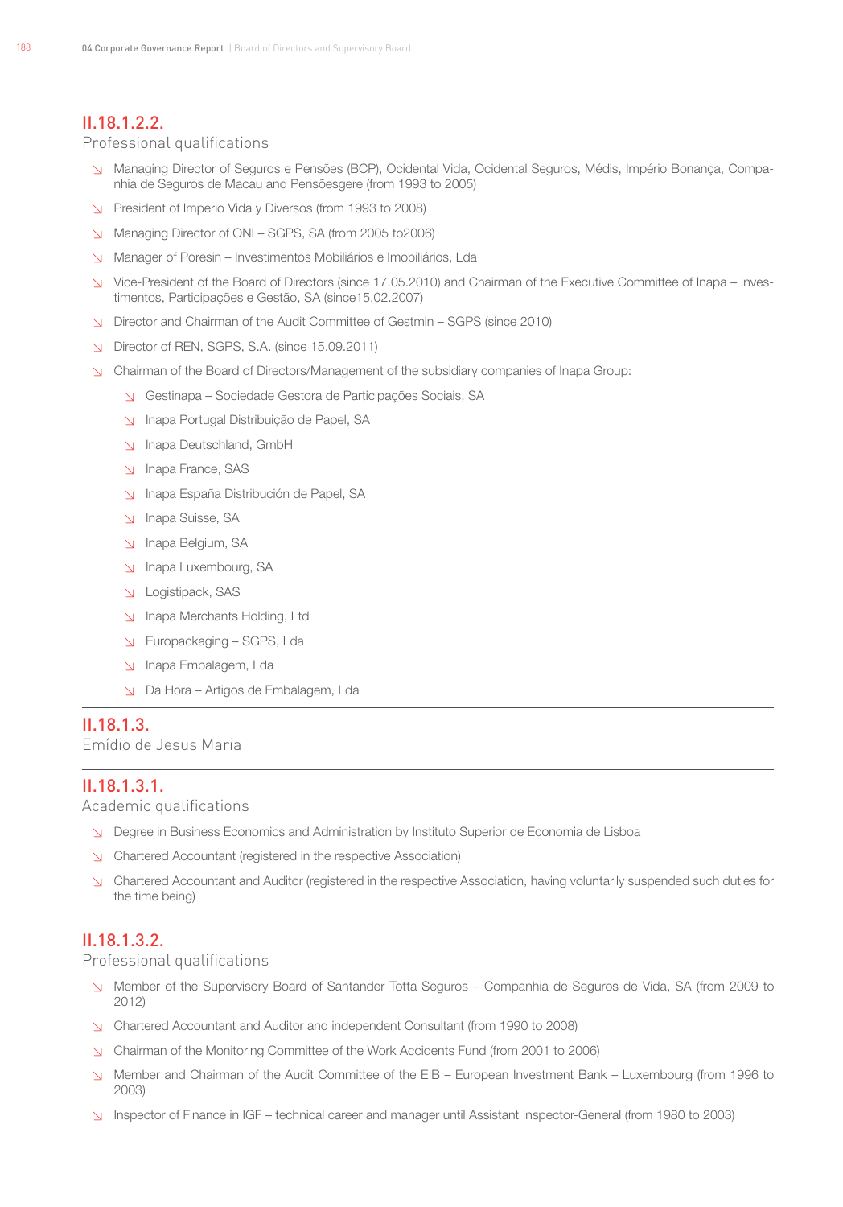## II.18.1.2.2.

Professional qualifications

- Managing Director of Seguros e Pensões (BCP), Ocidental Vida, Ocidental Seguros, Médis, Império Bonança, Companhia de Seguros de Macau and Pensõesgere (from 1993 to 2005)
- President of Imperio Vida y Diversos (from 1993 to 2008)
- Managing Director of ONI – SGPS, SA (from 2005 to2006)
- Manager of Poresin – Investimentos Mobiliários e Imobiliários, Lda
- Vice-President of the Board of Directors (since 17.05.2010) and Chairman of the Executive Committee of Inapa – Investimentos, Participações e Gestão, SA (since15.02.2007)
- Director and Chairman of the Audit Committee of Gestmin – SGPS (since 2010)
- Director of REN, SGPS, S.A. (since 15.09.2011)
- Chairman of the Board of Directors/Management of the subsidiary companies of Inapa Group:
  - Gestinapa – Sociedade Gestora de Participações Sociais, SA
  - Inapa Portugal Distribuição de Papel, SA
  - Inapa Deutschland, GmbH
  - Inapa France, SAS
  - Inapa España Distribución de Papel, SA
  - Inapa Suisse, SA
  - Inapa Belgium, SA
  - Inapa Luxembourg, SA
  - Logistipack, SAS
  - Inapa Merchants Holding, Ltd
  - Europackaging – SGPS, Lda
  - Inapa Embalagem, Lda
  - Da Hora – Artigos de Embalagem, Lda

## II.18.1.3.

Emídio de Jesus Maria

## II.18.1.3.1.

Academic qualifications

- Degree in Business Economics and Administration by Instituto Superior de Economia de Lisboa
- Chartered Accountant (registered in the respective Association)
- Chartered Accountant and Auditor (registered in the respective Association, having voluntarily suspended such duties for the time being)

## II.18.1.3.2.

Professional qualifications

- Member of the Supervisory Board of Santander Totta Seguros – Companhia de Seguros de Vida, SA (from 2009 to 2012)
- Chartered Accountant and Auditor and independent Consultant (from 1990 to 2008)
- Chairman of the Monitoring Committee of the Work Accidents Fund (from 2001 to 2006)
- Member and Chairman of the Audit Committee of the EIB – European Investment Bank – Luxembourg (from 1996 to 2003)
- Inspector of Finance in IGF – technical career and manager until Assistant Inspector-General (from 1980 to 2003)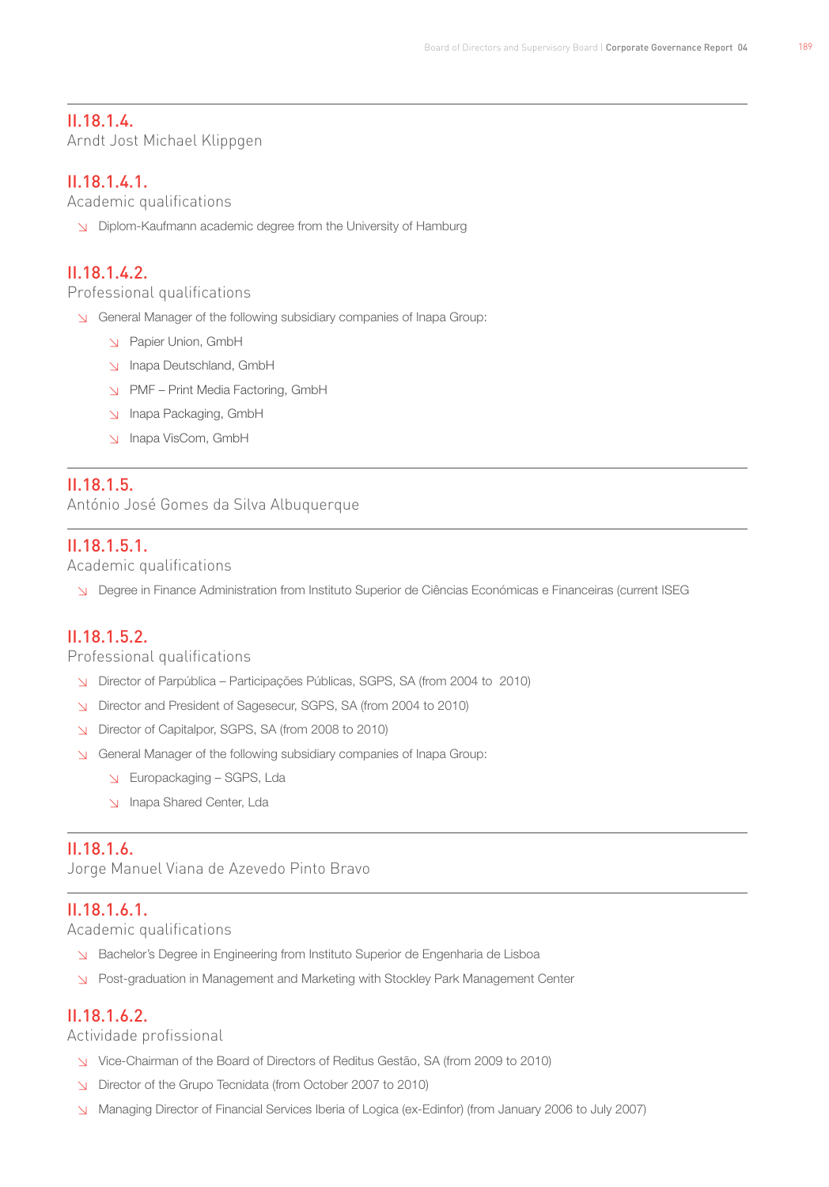## II.18.1.4.
Arndt Jost Michael Klippgen

### II.18.1.4.1.
Academic qualifications

- Diplom-Kaufmann academic degree from the University of Hamburg

### II.18.1.4.2.
Professional qualifications

- General Manager of the following subsidiary companies of Inapa Group:
  - Papier Union, GmbH
  - Inapa Deutschland, GmbH
  - PMF – Print Media Factoring, GmbH
  - Inapa Packaging, GmbH
  - Inapa VisCom, GmbH

## II.18.1.5.
António José Gomes da Silva Albuquerque

### II.18.1.5.1.
Academic qualifications

- Degree in Finance Administration from Instituto Superior de Ciências Económicas e Financeiras (current ISEG

### II.18.1.5.2.
Professional qualifications

- Director of Parpública – Participações Públicas, SGPS, SA (from 2004 to 2010)
- Director and President of Sagesecur, SGPS, SA (from 2004 to 2010)
- Director of Capitalpor, SGPS, SA (from 2008 to 2010)
- General Manager of the following subsidiary companies of Inapa Group:
  - Europackaging – SGPS, Lda
  - Inapa Shared Center, Lda

## II.18.1.6.
Jorge Manuel Viana de Azevedo Pinto Bravo

### II.18.1.6.1.
Academic qualifications

- Bachelor's Degree in Engineering from Instituto Superior de Engenharia de Lisboa
- Post-graduation in Management and Marketing with Stockley Park Management Center

### II.18.1.6.2.
Actividade profissional

- Vice-Chairman of the Board of Directors of Reditus Gestão, SA (from 2009 to 2010)
- Director of the Grupo Tecnidata (from October 2007 to 2010)
- Managing Director of Financial Services Iberia of Logica (ex-Edinfor) (from January 2006 to July 2007)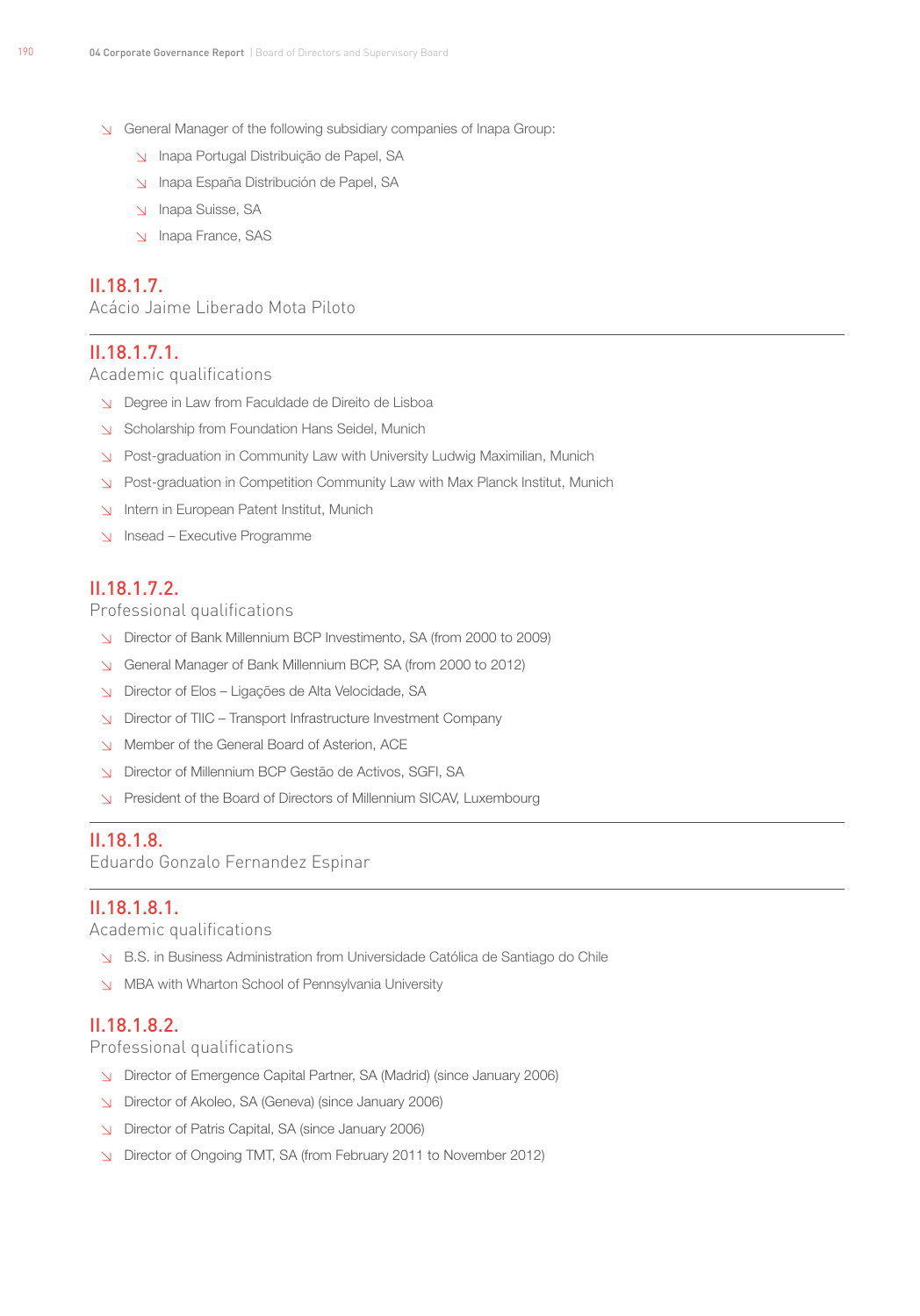- General Manager of the following subsidiary companies of Inapa Group:
  - Inapa Portugal Distribuição de Papel, SA
  - Inapa España Distribución de Papel, SA
  - Inapa Suisse, SA
  - Inapa France, SAS

## II.18.1.7.
Acácio Jaime Liberado Mota Piloto

### II.18.1.7.1.
Academic qualifications

- Degree in Law from Faculdade de Direito de Lisboa
- Scholarship from Foundation Hans Seidel, Munich
- Post-graduation in Community Law with University Ludwig Maximilian, Munich
- Post-graduation in Competition Community Law with Max Planck Institut, Munich
- Intern in European Patent Institut, Munich
- Insead – Executive Programme

### II.18.1.7.2.
Professional qualifications

- Director of Bank Millennium BCP Investimento, SA (from 2000 to 2009)
- General Manager of Bank Millennium BCP, SA (from 2000 to 2012)
- Director of Elos – Ligações de Alta Velocidade, SA
- Director of TIIC – Transport Infrastructure Investment Company
- Member of the General Board of Asterion, ACE
- Director of Millennium BCP Gestão de Activos, SGFI, SA
- President of the Board of Directors of Millennium SICAV, Luxembourg

## II.18.1.8.
Eduardo Gonzalo Fernandez Espinar

### II.18.1.8.1.
Academic qualifications

- B.S. in Business Administration from Universidade Católica de Santiago do Chile
- MBA with Wharton School of Pennsylvania University

### II.18.1.8.2.
Professional qualifications

- Director of Emergence Capital Partner, SA (Madrid) (since January 2006)
- Director of Akoleo, SA (Geneva) (since January 2006)
- Director of Patris Capital, SA (since January 2006)
- Director of Ongoing TMT, SA (from February 2011 to November 2012)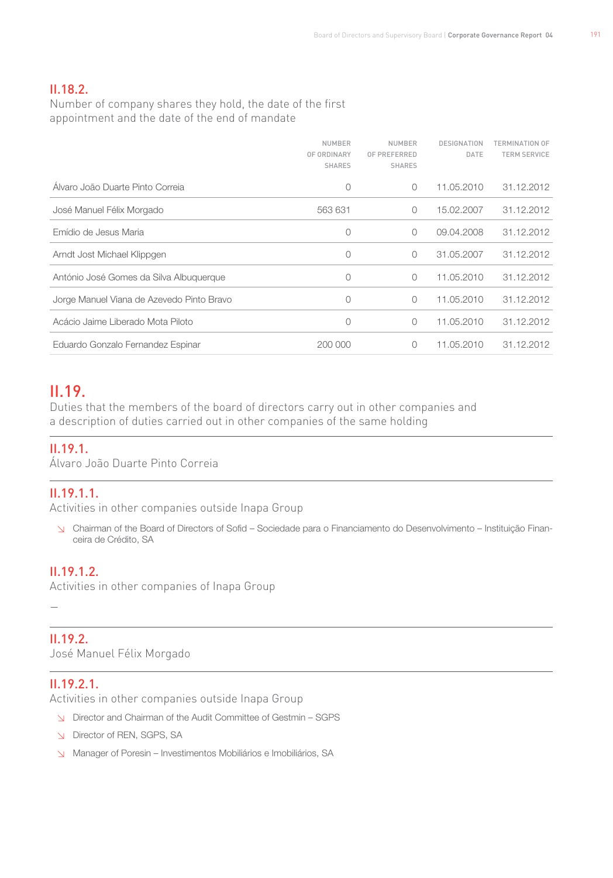## II.18.2.
Number of company shares they hold, the date of the first appointment and the date of the end of mandate

| | NUMBER OF ORDINARY SHARES | NUMBER OF PREFERRED SHARES | DESIGNATION DATE | TERMINATION OF TERM SERVICE |
|---|---|---|---|---|
| Álvaro João Duarte Pinto Correia | 0 | 0 | 11.05.2010 | 31.12.2012 |
| José Manuel Félix Morgado | 563 631 | 0 | 15.02.2007 | 31.12.2012 |
| Emídio de Jesus Maria | 0 | 0 | 09.04.2008 | 31.12.2012 |
| Arndt Jost Michael Klippgen | 0 | 0 | 31.05.2007 | 31.12.2012 |
| António José Gomes da Silva Albuquerque | 0 | 0 | 11.05.2010 | 31.12.2012 |
| Jorge Manuel Viana de Azevedo Pinto Bravo | 0 | 0 | 11.05.2010 | 31.12.2012 |
| Acácio Jaime Liberado Mota Piloto | 0 | 0 | 11.05.2010 | 31.12.2012 |
| Eduardo Gonzalo Fernandez Espinar | 200 000 | 0 | 11.05.2010 | 31.12.2012 |

# II.19.
Duties that the members of the board of directors carry out in other companies and a description of duties carried out in other companies of the same holding

## II.19.1.
Álvaro João Duarte Pinto Correia

### II.19.1.1.
Activities in other companies outside Inapa Group

- Chairman of the Board of Directors of Sofid – Sociedade para o Financiamento do Desenvolvimento – Instituição Financeira de Crédito, SA

### II.19.1.2.
Activities in other companies of Inapa Group

—

## II.19.2.
José Manuel Félix Morgado

### II.19.2.1.
Activities in other companies outside Inapa Group

- Director and Chairman of the Audit Committee of Gestmin – SGPS
- Director of REN, SGPS, SA
- Manager of Poresin – Investimentos Mobiliários e Imobiliários, SA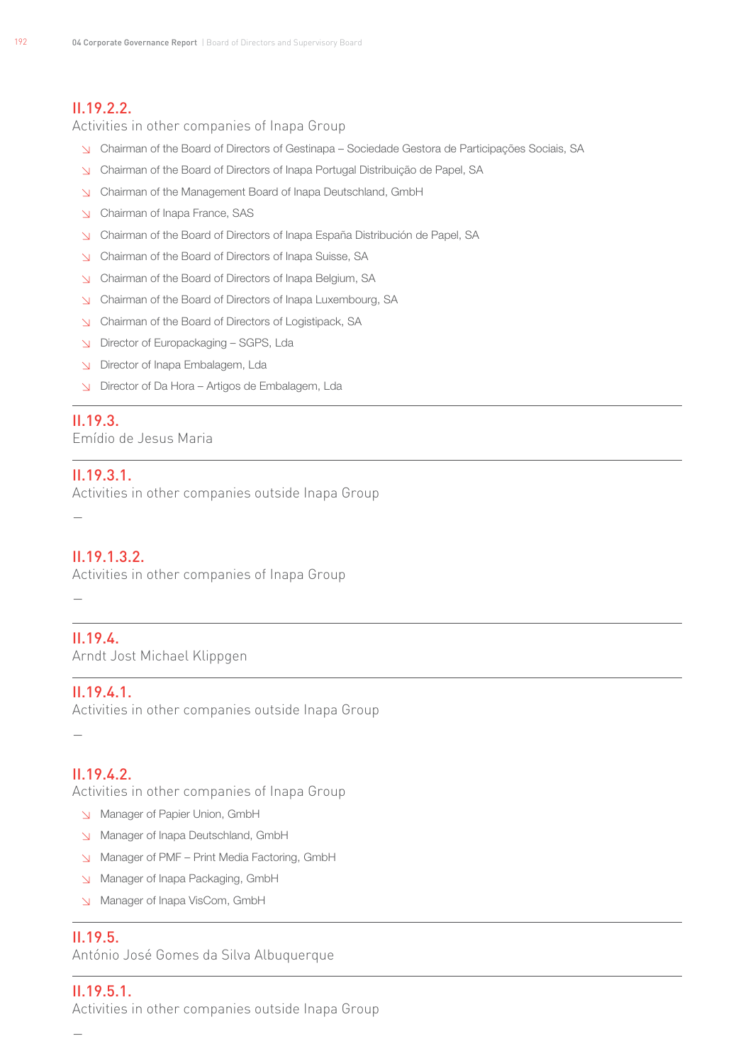## II.19.2.2.
Activities in other companies of Inapa Group

- Chairman of the Board of Directors of Gestinapa – Sociedade Gestora de Participações Sociais, SA
- Chairman of the Board of Directors of Inapa Portugal Distribuição de Papel, SA
- Chairman of the Management Board of Inapa Deutschland, GmbH
- Chairman of Inapa France, SAS
- Chairman of the Board of Directors of Inapa España Distribución de Papel, SA
- Chairman of the Board of Directors of Inapa Suisse, SA
- Chairman of the Board of Directors of Inapa Belgium, SA
- Chairman of the Board of Directors of Inapa Luxembourg, SA
- Chairman of the Board of Directors of Logistipack, SA
- Director of Europackaging – SGPS, Lda
- Director of Inapa Embalagem, Lda
- Director of Da Hora – Artigos de Embalagem, Lda

## II.19.3.
Emídio de Jesus Maria

## II.19.3.1.
Activities in other companies outside Inapa Group

—

## II.19.1.3.2.
Activities in other companies of Inapa Group

—

## II.19.4.
Arndt Jost Michael Klippgen

## II.19.4.1.
Activities in other companies outside Inapa Group

—

## II.19.4.2.
Activities in other companies of Inapa Group

- Manager of Papier Union, GmbH
- Manager of Inapa Deutschland, GmbH
- Manager of PMF – Print Media Factoring, GmbH
- Manager of Inapa Packaging, GmbH
- Manager of Inapa VisCom, GmbH

## II.19.5.
António José Gomes da Silva Albuquerque

## II.19.5.1.
Activities in other companies outside Inapa Group

—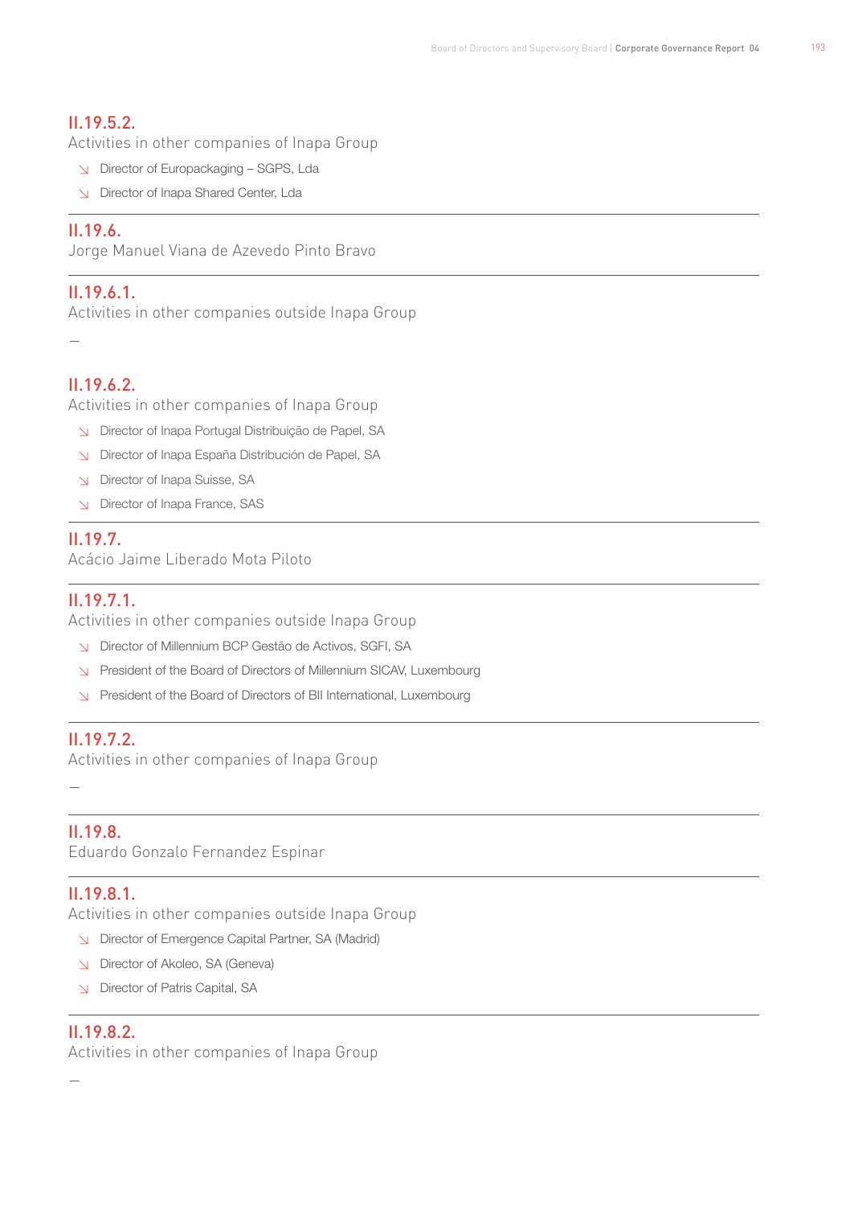### II.19.5.2.
Activities in other companies of Inapa Group

- Director of Europackaging – SGPS, Lda
- Director of Inapa Shared Center, Lda

---

### II.19.6.
Jorge Manuel Viana de Azevedo Pinto Bravo

---

### II.19.6.1.
Activities in other companies outside Inapa Group

—

### II.19.6.2.
Activities in other companies of Inapa Group

- Director of Inapa Portugal Distribuição de Papel, SA
- Director of Inapa España Distribución de Papel, SA
- Director of Inapa Suisse, SA
- Director of Inapa France, SAS

---

### II.19.7.
Acácio Jaime Liberado Mota Piloto

---

### II.19.7.1.
Activities in other companies outside Inapa Group

- Director of Millennium BCP Gestão de Activos, SGFI, SA
- President of the Board of Directors of Millennium SICAV, Luxembourg
- President of the Board of Directors of BII International, Luxembourg

---

### II.19.7.2.
Activities in other companies of Inapa Group

—

---

### II.19.8.
Eduardo Gonzalo Fernandez Espinar

---

### II.19.8.1.
Activities in other companies outside Inapa Group

- Director of Emergence Capital Partner, SA (Madrid)
- Director of Akoleo, SA (Geneva)
- Director of Patris Capital, SA

---

### II.19.8.2.
Activities in other companies of Inapa Group

—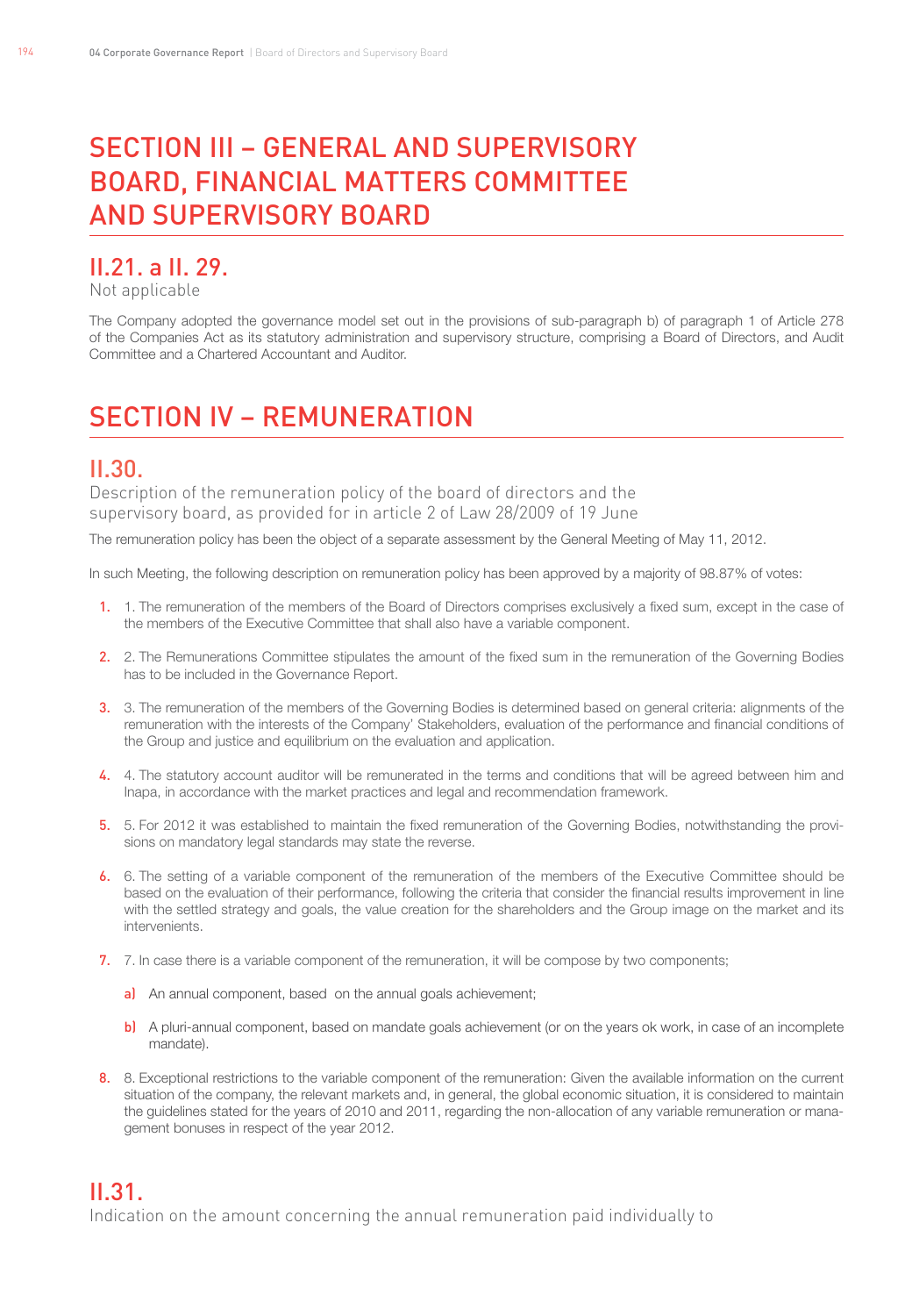# SECTION III – GENERAL AND SUPERVISORY BOARD, FINANCIAL MATTERS COMMITTEE AND SUPERVISORY BOARD

## II.21. a II. 29.

Not applicable

The Company adopted the governance model set out in the provisions of sub-paragraph b) of paragraph 1 of Article 278 of the Companies Act as its statutory administration and supervisory structure, comprising a Board of Directors, and Audit Committee and a Chartered Accountant and Auditor.

# SECTION IV – REMUNERATION

## II.30.

Description of the remuneration policy of the board of directors and the supervisory board, as provided for in article 2 of Law 28/2009 of 19 June

The remuneration policy has been the object of a separate assessment by the General Meeting of May 11, 2012.

In such Meeting, the following description on remuneration policy has been approved by a majority of 98.87% of votes:

1. 1. The remuneration of the members of the Board of Directors comprises exclusively a fixed sum, except in the case of the members of the Executive Committee that shall also have a variable component.
2. 2. The Remunerations Committee stipulates the amount of the fixed sum in the remuneration of the Governing Bodies has to be included in the Governance Report.
3. 3. The remuneration of the members of the Governing Bodies is determined based on general criteria: alignments of the remuneration with the interests of the Company' Stakeholders, evaluation of the performance and financial conditions of the Group and justice and equilibrium on the evaluation and application.
4. 4. The statutory account auditor will be remunerated in the terms and conditions that will be agreed between him and Inapa, in accordance with the market practices and legal and recommendation framework.
5. 5. For 2012 it was established to maintain the fixed remuneration of the Governing Bodies, notwithstanding the provisions on mandatory legal standards may state the reverse.
6. 6. The setting of a variable component of the remuneration of the members of the Executive Committee should be based on the evaluation of their performance, following the criteria that consider the financial results improvement in line with the settled strategy and goals, the value creation for the shareholders and the Group image on the market and its intervenients.
7. 7. In case there is a variable component of the remuneration, it will be compose by two components;
   a) An annual component, based on the annual goals achievement;
   b) A pluri-annual component, based on mandate goals achievement (or on the years ok work, in case of an incomplete mandate).
8. 8. Exceptional restrictions to the variable component of the remuneration: Given the available information on the current situation of the company, the relevant markets and, in general, the global economic situation, it is considered to maintain the guidelines stated for the years of 2010 and 2011, regarding the non-allocation of any variable remuneration or management bonuses in respect of the year 2012.

## II.31.

Indication on the amount concerning the annual remuneration paid individually to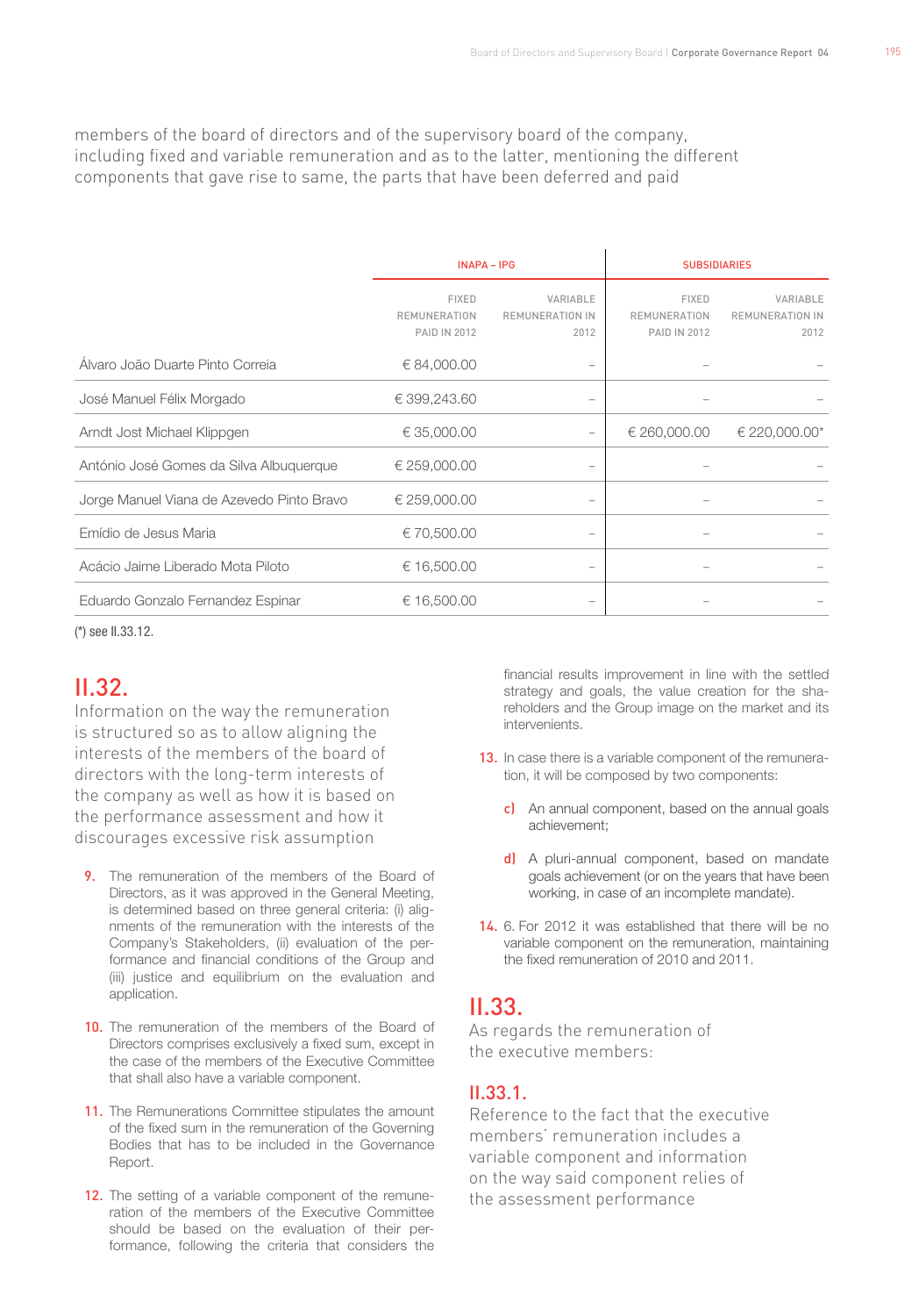members of the board of directors and of the supervisory board of the company, including fixed and variable remuneration and as to the latter, mentioning the different components that gave rise to same, the parts that have been deferred and paid

| | INAPA – IPG | | SUBSIDIARIES | |
|---|---|---|---|---|
| | FIXED REMUNERATION PAID IN 2012 | VARIABLE REMUNERATION IN 2012 | FIXED REMUNERATION PAID IN 2012 | VARIABLE REMUNERATION IN 2012 |
| Álvaro João Duarte Pinto Correia | € 84,000.00 | – | – | – |
| José Manuel Félix Morgado | € 399,243.60 | – | – | – |
| Arndt Jost Michael Klippgen | € 35,000.00 | – | € 260,000.00 | € 220,000.00* |
| António José Gomes da Silva Albuquerque | € 259,000.00 | – | – | – |
| Jorge Manuel Viana de Azevedo Pinto Bravo | € 259,000.00 | – | – | – |
| Emídio de Jesus Maria | € 70,500.00 | – | – | – |
| Acácio Jaime Liberado Mota Piloto | € 16,500.00 | – | – | – |
| Eduardo Gonzalo Fernandez Espinar | € 16,500.00 | – | – | – |

(*) see II.33.12.

## II.32.

Information on the way the remuneration is structured so as to allow aligning the interests of the members of the board of directors with the long-term interests of the company as well as how it is based on the performance assessment and how it discourages excessive risk assumption

9. The remuneration of the members of the Board of Directors, as it was approved in the General Meeting, is determined based on three general criteria: (i) alignments of the remuneration with the interests of the Company's Stakeholders, (ii) evaluation of the performance and financial conditions of the Group and (iii) justice and equilibrium on the evaluation and application.

10. The remuneration of the members of the Board of Directors comprises exclusively a fixed sum, except in the case of the members of the Executive Committee that shall also have a variable component.

11. The Remunerations Committee stipulates the amount of the fixed sum in the remuneration of the Governing Bodies that has to be included in the Governance Report.

12. The setting of a variable component of the remuneration of the members of the Executive Committee should be based on the evaluation of their performance, following the criteria that considers the financial results improvement in line with the settled strategy and goals, the value creation for the shareholders and the Group image on the market and its intervenients.

13. In case there is a variable component of the remuneration, it will be composed by two components:

    c) An annual component, based on the annual goals achievement;

    d) A pluri-annual component, based on mandate goals achievement (or on the years that have been working, in case of an incomplete mandate).

14. 6. For 2012 it was established that there will be no variable component on the remuneration, maintaining the fixed remuneration of 2010 and 2011.

## II.33.

As regards the remuneration of the executive members:

### II.33.1.

Reference to the fact that the executive members' remuneration includes a variable component and information on the way said component relies of the assessment performance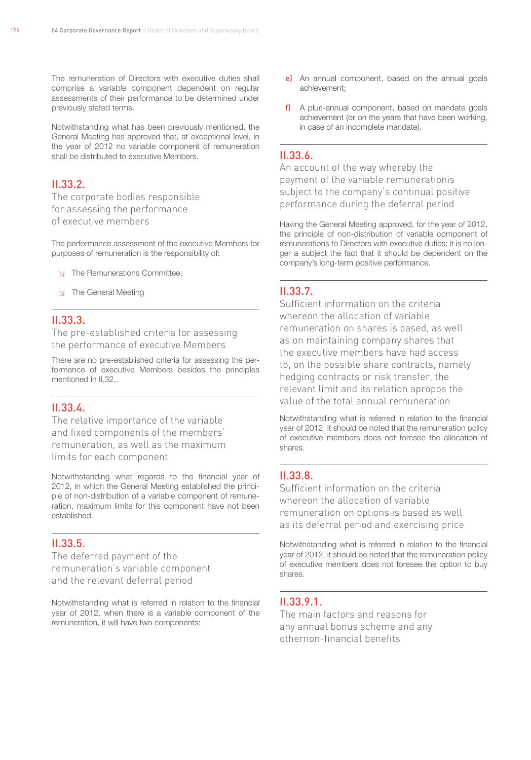The remuneration of Directors with executive duties shall comprise a variable component dependent on regular assessments of their performance to be determined under previously stated terms.

Notwithstanding what has been previously mentioned, the General Meeting has approved that, at exceptional level, in the year of 2012 no variable component of remuneration shall be distributed to executive Members.

## II.33.2.

### The corporate bodies responsible for assessing the performance of executive members

The performance assessment of the executive Members for purposes of remuneration is the responsibility of:

- The Remunerations Committee;
- The General Meeting

## II.33.3.

### The pre-established criteria for assessing the performance of executive Members

There are no pre-established criteria for assessing the performance of executive Members besides the principles mentioned in II.32..

## II.33.4.

### The relative importance of the variable and fixed components of the members' remuneration, as well as the maximum limits for each component

Notwithstanding what regards to the financial year of 2012, in which the General Meeting established the principle of non-distribution of a variable component of remuneration, maximum limits for this component have not been established.

## II.33.5.

### The deferred payment of the remuneration's variable component and the relevant deferral period

Notwithstanding what is referred in relation to the financial year of 2012, when there is a variable component of the remuneration, it will have two components:

e) An annual component, based on the annual goals achievement;

f) A pluri-annual component, based on mandate goals achievement (or on the years that have been working, in case of an incomplete mandate).

## II.33.6.

### An account of the way whereby the payment of the variable remunerationis subject to the company's continual positive performance during the deferral period

Having the General Meeting approved, for the year of 2012, the principle of non-distribution of variable component of remunerations to Directors with executive duties; it is no longer a subject the fact that it should be dependent on the company's long-term positive performance.

## II.33.7.

### Sufficient information on the criteria whereon the allocation of variable remuneration on shares is based, as well as on maintaining company shares that the executive members have had access to, on the possible share contracts, namely hedging contracts or risk transfer, the relevant limit and its relation apropos the value of the total annual remuneration

Notwithstanding what is referred in relation to the financial year of 2012, it should be noted that the remuneration policy of executive members does not foresee the allocation of shares.

## II.33.8.

### Sufficient information on the criteria whereon the allocation of variable remuneration on options is based as well as its deferral period and exercising price

Notwithstanding what is referred in relation to the financial year of 2012, it should be noted that the remuneration policy of executive members does not foresee the option to buy shares.

## II.33.9.1.

### The main factors and reasons for any annual bonus scheme and any othernon-financial benefits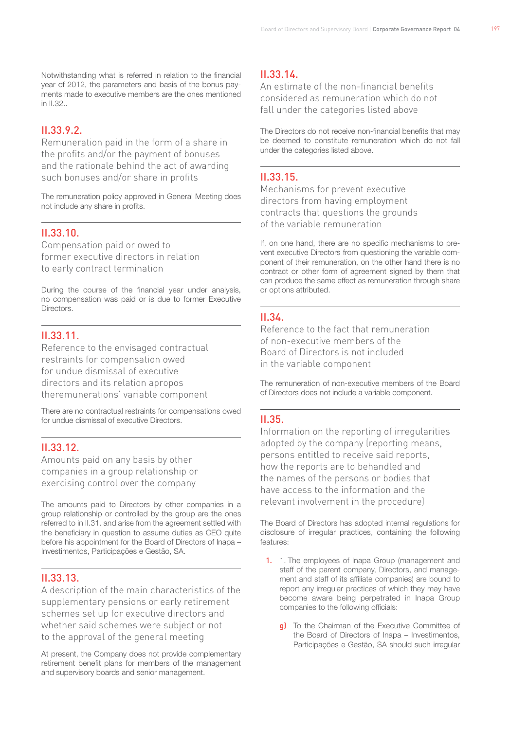Notwithstanding what is referred in relation to the financial year of 2012, the parameters and basis of the bonus payments made to executive members are the ones mentioned in II.32..

## II.33.9.2.
### Remuneration paid in the form of a share in the profits and/or the payment of bonuses and the rationale behind the act of awarding such bonuses and/or share in profits

The remuneration policy approved in General Meeting does not include any share in profits.

## II.33.10.
### Compensation paid or owed to former executive directors in relation to early contract termination

During the course of the financial year under analysis, no compensation was paid or is due to former Executive Directors.

## II.33.11.
### Reference to the envisaged contractual restraints for compensation owed for undue dismissal of executive directors and its relation apropos theremunerations' variable component

There are no contractual restraints for compensations owed for undue dismissal of executive Directors.

## II.33.12.
### Amounts paid on any basis by other companies in a group relationship or exercising control over the company

The amounts paid to Directors by other companies in a group relationship or controlled by the group are the ones referred to in II.31. and arise from the agreement settled with the beneficiary in question to assume duties as CEO quite before his appointment for the Board of Directors of Inapa – Investimentos, Participações e Gestão, SA.

## II.33.13.
### A description of the main characteristics of the supplementary pensions or early retirement schemes set up for executive directors and whether said schemes were subject or not to the approval of the general meeting

At present, the Company does not provide complementary retirement benefit plans for members of the management and supervisory boards and senior management.

## II.33.14.
### An estimate of the non-financial benefits considered as remuneration which do not fall under the categories listed above

The Directors do not receive non-financial benefits that may be deemed to constitute remuneration which do not fall under the categories listed above.

## II.33.15.
### Mechanisms for prevent executive directors from having employment contracts that questions the grounds of the variable remuneration

If, on one hand, there are no specific mechanisms to prevent executive Directors from questioning the variable component of their remuneration, on the other hand there is no contract or other form of agreement signed by them that can produce the same effect as remuneration through share or options attributed.

## II.34.
### Reference to the fact that remuneration of non-executive members of the Board of Directors is not included in the variable component

The remuneration of non-executive members of the Board of Directors does not include a variable component.

## II.35.
### Information on the reporting of irregularities adopted by the company (reporting means, persons entitled to receive said reports, how the reports are to behandled and the names of the persons or bodies that have access to the information and the relevant involvement in the procedure)

The Board of Directors has adopted internal regulations for disclosure of irregular practices, containing the following features:

1. 1. The employees of Inapa Group (management and staff of the parent company, Directors, and management and staff of its affiliate companies) are bound to report any irregular practices of which they may have become aware being perpetrated in Inapa Group companies to the following officials:

   g) To the Chairman of the Executive Committee of the Board of Directors of Inapa – Investimentos, Participações e Gestão, SA should such irregular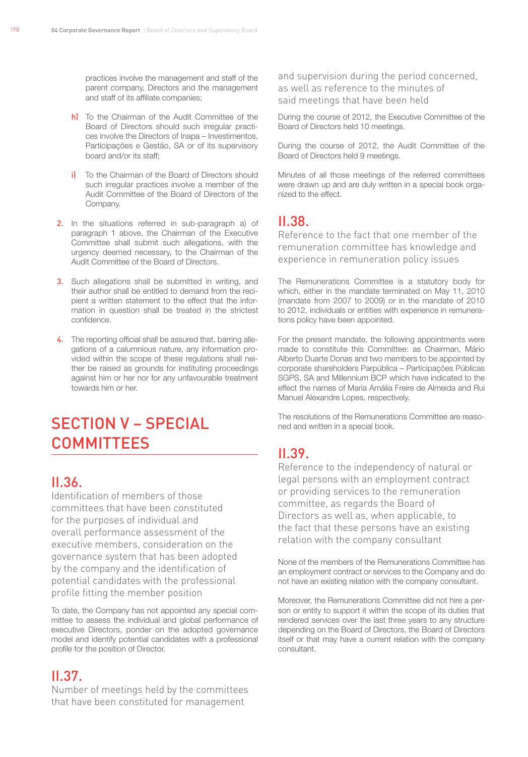practices involve the management and staff of the parent company, Directors and the management and staff of its affiliate companies;

h) To the Chairman of the Audit Committee of the Board of Directors should such irregular practices involve the Directors of Inapa – Investimentos, Participações e Gestão, SA or of its supervisory board and/or its staff;

i) To the Chairman of the Board of Directors should such irregular practices involve a member of the Audit Committee of the Board of Directors of the Company.

2. In the situations referred in sub-paragraph a) of paragraph 1 above, the Chairman of the Executive Committee shall submit such allegations, with the urgency deemed necessary, to the Chairman of the Audit Committee of the Board of Directors.

3. Such allegations shall be submitted in writing, and their author shall be entitled to demand from the recipient a written statement to the effect that the information in question shall be treated in the strictest confidence.

4. The reporting official shall be assured that, barring allegations of a calumnious nature, any information provided within the scope of these regulations shall neither be raised as grounds for instituting proceedings against him or her nor for any unfavourable treatment towards him or her.

# SECTION V – SPECIAL COMMITTEES

## II.36.

Identification of members of those committees that have been constituted for the purposes of individual and overall performance assessment of the executive members, consideration on the governance system that has been adopted by the company and the identification of potential candidates with the professional profile fitting the member position

To date, the Company has not appointed any special committee to assess the individual and global performance of executive Directors, ponder on the adopted governance model and identify potential candidates with a professional profile for the position of Director.

## II.37.

Number of meetings held by the committees that have been constituted for management and supervision during the period concerned, as well as reference to the minutes of said meetings that have been held

During the course of 2012, the Executive Committee of the Board of Directors held 10 meetings.

During the course of 2012, the Audit Committee of the Board of Directors held 9 meetings.

Minutes of all those meetings of the referred committees were drawn up and are duly written in a special book organized to the effect.

## II.38.

Reference to the fact that one member of the remuneration committee has knowledge and experience in remuneration policy issues

The Remunerations Committee is a statutory body for which, either in the mandate terminated on May 11, 2010 (mandate from 2007 to 2009) or in the mandate of 2010 to 2012, individuals or entities with experience in remunerations policy have been appointed.

For the present mandate, the following appointments were made to constitute this Committee: as Chairman, Mário Alberto Duarte Donas and two members to be appointed by corporate shareholders Parpública – Participações Públicas SGPS, SA and Millennium BCP which have indicated to the effect the names of Maria Amália Freire de Almeida and Rui Manuel Alexandre Lopes, respectively.

The resolutions of the Remunerations Committee are reasoned and written in a special book.

## II.39.

Reference to the independency of natural or legal persons with an employment contract or providing services to the remuneration committee, as regards the Board of Directors as well as, when applicable, to the fact that these persons have an existing relation with the company consultant

None of the members of the Remunerations Committee has an employment contract or services to the Company and do not have an existing relation with the company consultant.

Moreover, the Remunerations Committee did not hire a person or entity to support it within the scope of its duties that rendered services over the last three years to any structure depending on the Board of Directors, the Board of Directors itself or that may have a current relation with the company consultant.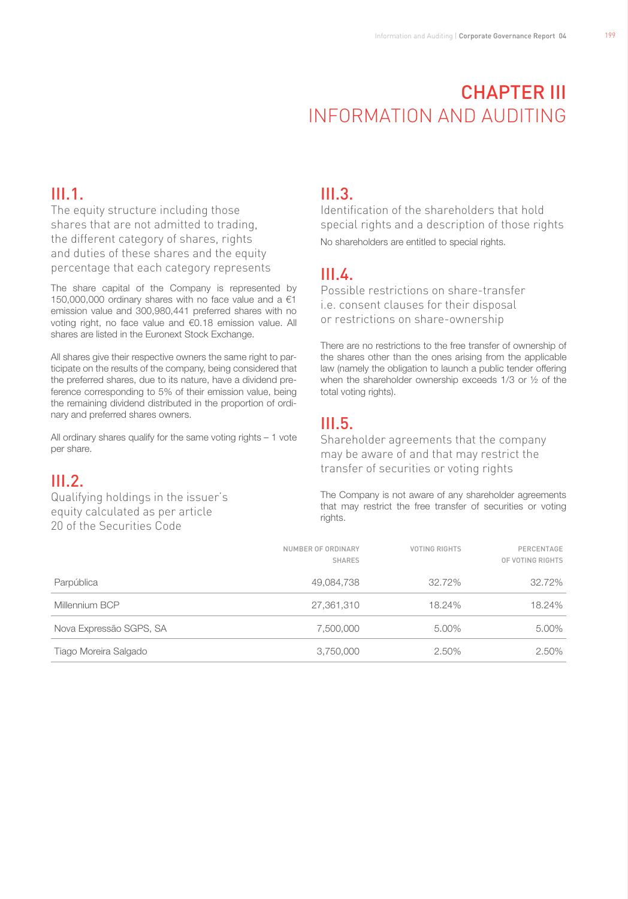# CHAPTER III
# INFORMATION AND AUDITING

## III.1.
### The equity structure including those shares that are not admitted to trading, the different category of shares, rights and duties of these shares and the equity percentage that each category represents

The share capital of the Company is represented by 150,000,000 ordinary shares with no face value and a €1 emission value and 300,980,441 preferred shares with no voting right, no face value and €0.18 emission value. All shares are listed in the Euronext Stock Exchange.

All shares give their respective owners the same right to participate on the results of the company, being considered that the preferred shares, due to its nature, have a dividend preference corresponding to 5% of their emission value, being the remaining dividend distributed in the proportion of ordinary and preferred shares owners.

All ordinary shares qualify for the same voting rights – 1 vote per share.

## III.2.
### Qualifying holdings in the issuer's equity calculated as per article 20 of the Securities Code

|  | NUMBER OF ORDINARY SHARES | VOTING RIGHTS | PERCENTAGE OF VOTING RIGHTS |
|---|---|---|---|
| Parpública | 49,084,738 | 32.72% | 32.72% |
| Millennium BCP | 27,361,310 | 18.24% | 18.24% |
| Nova Expressão SGPS, SA | 7,500,000 | 5.00% | 5.00% |
| Tiago Moreira Salgado | 3,750,000 | 2.50% | 2.50% |

## III.3.
### Identification of the shareholders that hold special rights and a description of those rights

No shareholders are entitled to special rights.

## III.4.
### Possible restrictions on share-transfer i.e. consent clauses for their disposal or restrictions on share-ownership

There are no restrictions to the free transfer of ownership of the shares other than the ones arising from the applicable law (namely the obligation to launch a public tender offering when the shareholder ownership exceeds 1/3 or ½ of the total voting rights).

## III.5.
### Shareholder agreements that the company may be aware of and that may restrict the transfer of securities or voting rights

The Company is not aware of any shareholder agreements that may restrict the free transfer of securities or voting rights.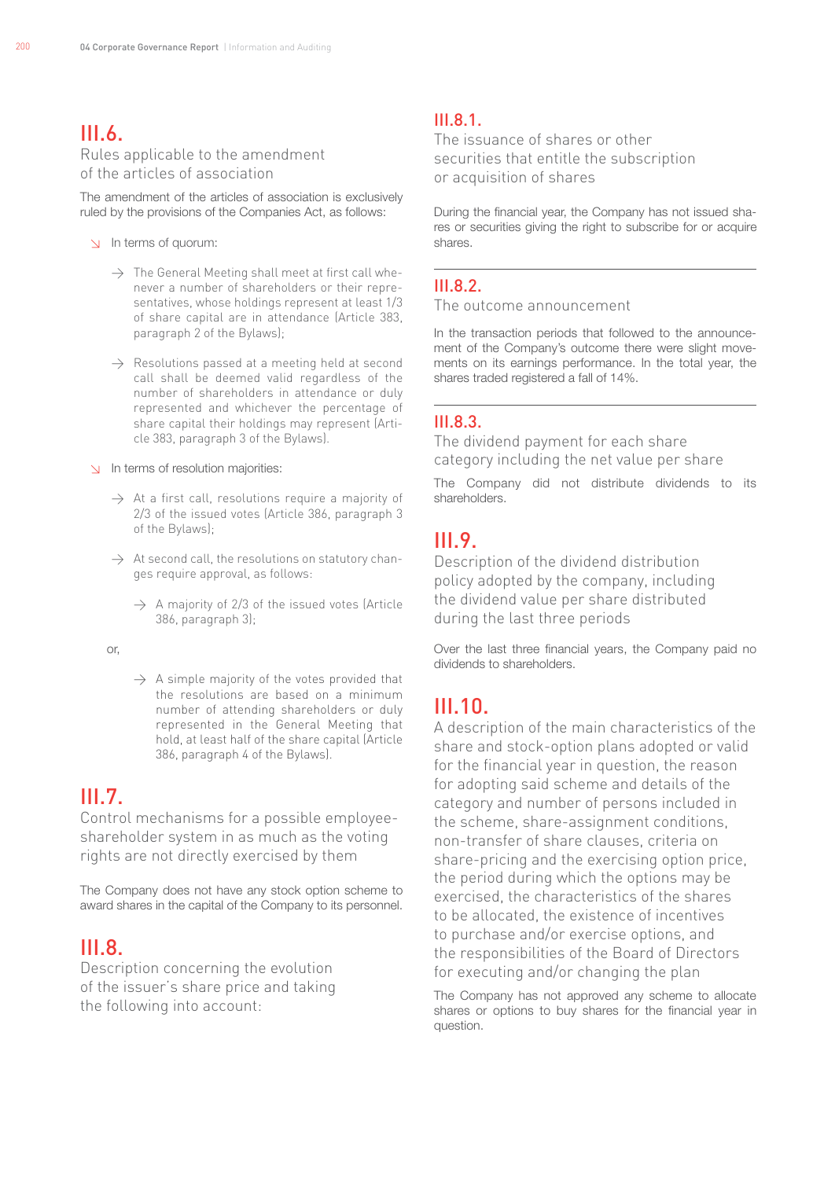## III.6.

### Rules applicable to the amendment of the articles of association

The amendment of the articles of association is exclusively ruled by the provisions of the Companies Act, as follows:

- In terms of quorum:
  - The General Meeting shall meet at first call whenever a number of shareholders or their representatives, whose holdings represent at least 1/3 of share capital are in attendance (Article 383, paragraph 2 of the Bylaws);
  - Resolutions passed at a meeting held at second call shall be deemed valid regardless of the number of shareholders in attendance or duly represented and whichever the percentage of share capital their holdings may represent (Article 383, paragraph 3 of the Bylaws).
- In terms of resolution majorities:
  - At a first call, resolutions require a majority of 2/3 of the issued votes (Article 386, paragraph 3 of the Bylaws);
  - At second call, the resolutions on statutory changes require approval, as follows:
    - A majority of 2/3 of the issued votes (Article 386, paragraph 3);

    or,

    - A simple majority of the votes provided that the resolutions are based on a minimum number of attending shareholders or duly represented in the General Meeting that hold, at least half of the share capital (Article 386, paragraph 4 of the Bylaws).

## III.7.

### Control mechanisms for a possible employee-shareholder system in as much as the voting rights are not directly exercised by them

The Company does not have any stock option scheme to award shares in the capital of the Company to its personnel.

## III.8.

### Description concerning the evolution of the issuer's share price and taking the following into account:

## III.8.1.

### The issuance of shares or other securities that entitle the subscription or acquisition of shares

During the financial year, the Company has not issued shares or securities giving the right to subscribe for or acquire shares.

## III.8.2.

### The outcome announcement

In the transaction periods that followed to the announcement of the Company's outcome there were slight movements on its earnings performance. In the total year, the shares traded registered a fall of 14%.

## III.8.3.

### The dividend payment for each share category including the net value per share

The Company did not distribute dividends to its shareholders.

## III.9.

### Description of the dividend distribution policy adopted by the company, including the dividend value per share distributed during the last three periods

Over the last three financial years, the Company paid no dividends to shareholders.

## III.10.

### A description of the main characteristics of the share and stock-option plans adopted or valid for the financial year in question, the reason for adopting said scheme and details of the category and number of persons included in the scheme, share-assignment conditions, non-transfer of share clauses, criteria on share-pricing and the exercising option price, the period during which the options may be exercised, the characteristics of the shares to be allocated, the existence of incentives to purchase and/or exercise options, and the responsibilities of the Board of Directors for executing and/or changing the plan

The Company has not approved any scheme to allocate shares or options to buy shares for the financial year in question.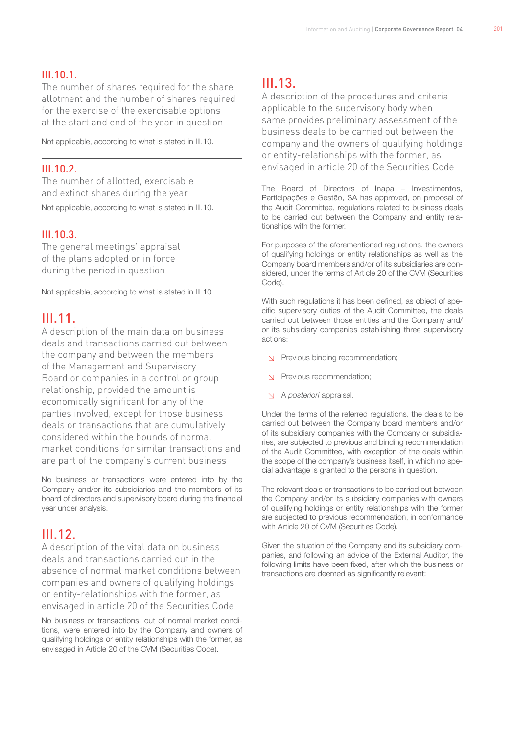### III.10.1.

The number of shares required for the share allotment and the number of shares required for the exercise of the exercisable options at the start and end of the year in question

Not applicable, according to what is stated in III.10.

### III.10.2.

The number of allotted, exercisable and extinct shares during the year

Not applicable, according to what is stated in III.10.

### III.10.3.

The general meetings' appraisal of the plans adopted or in force during the period in question

Not applicable, according to what is stated in III.10.

## III.11.

A description of the main data on business deals and transactions carried out between the company and between the members of the Management and Supervisory Board or companies in a control or group relationship, provided the amount is economically significant for any of the parties involved, except for those business deals or transactions that are cumulatively considered within the bounds of normal market conditions for similar transactions and are part of the company's current business

No business or transactions were entered into by the Company and/or its subsidiaries and the members of its board of directors and supervisory board during the financial year under analysis.

## III.12.

A description of the vital data on business deals and transactions carried out in the absence of normal market conditions between companies and owners of qualifying holdings or entity-relationships with the former, as envisaged in article 20 of the Securities Code

No business or transactions, out of normal market conditions, were entered into by the Company and owners of qualifying holdings or entity relationships with the former, as envisaged in Article 20 of the CVM (Securities Code).

## III.13.

A description of the procedures and criteria applicable to the supervisory body when same provides preliminary assessment of the business deals to be carried out between the company and the owners of qualifying holdings or entity-relationships with the former, as envisaged in article 20 of the Securities Code

The Board of Directors of Inapa – Investimentos, Participações e Gestão, SA has approved, on proposal of the Audit Committee, regulations related to business deals to be carried out between the Company and entity relationships with the former.

For purposes of the aforementioned regulations, the owners of qualifying holdings or entity relationships as well as the Company board members and/or of its subsidiaries are considered, under the terms of Article 20 of the CVM (Securities Code).

With such regulations it has been defined, as object of specific supervisory duties of the Audit Committee, the deals carried out between those entities and the Company and/or its subsidiary companies establishing three supervisory actions:

- Previous binding recommendation;
- Previous recommendation;
- A *posteriori* appraisal.

Under the terms of the referred regulations, the deals to be carried out between the Company board members and/or of its subsidiary companies with the Company or subsidiaries, are subjected to previous and binding recommendation of the Audit Committee, with exception of the deals within the scope of the company's business itself, in which no special advantage is granted to the persons in question.

The relevant deals or transactions to be carried out between the Company and/or its subsidiary companies with owners of qualifying holdings or entity relationships with the former are subjected to previous recommendation, in conformance with Article 20 of CVM (Securities Code).

Given the situation of the Company and its subsidiary companies, and following an advice of the External Auditor, the following limits have been fixed, after which the business or transactions are deemed as significantly relevant: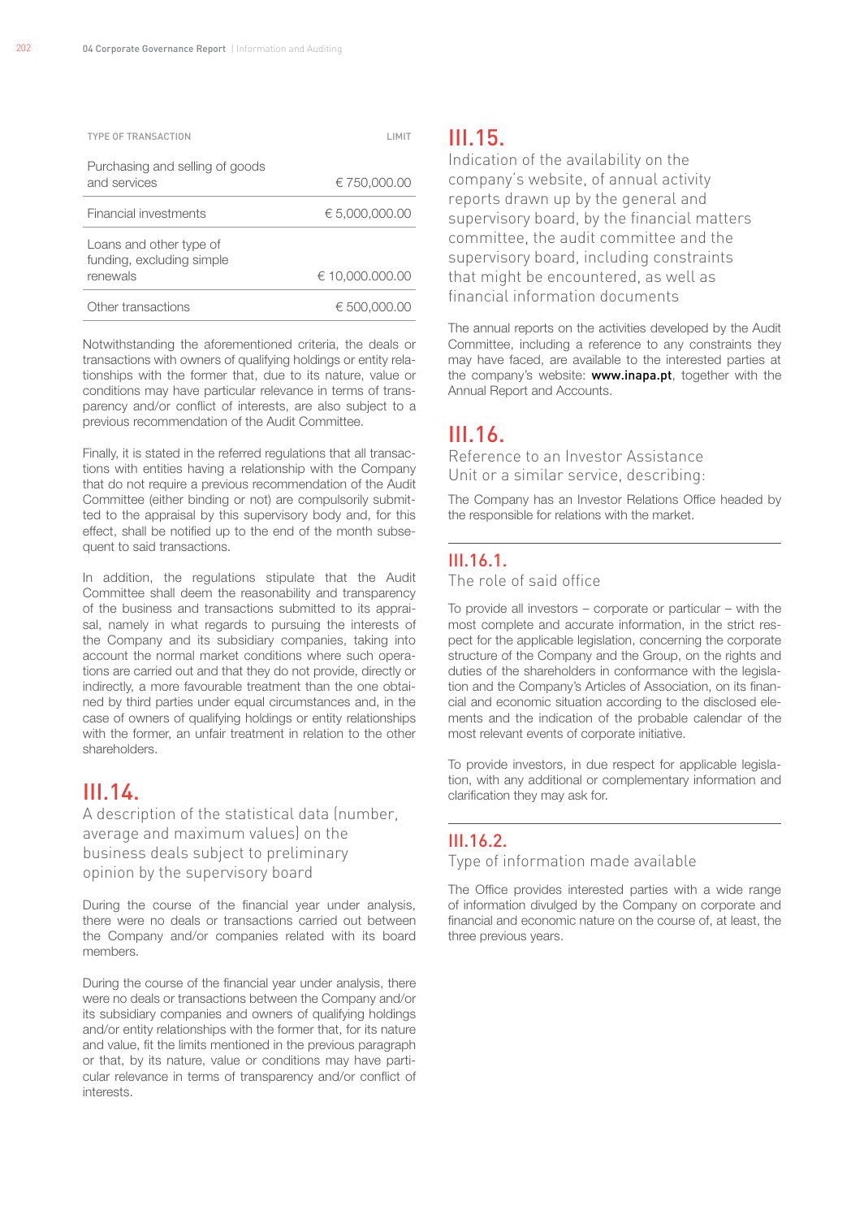| TYPE OF TRANSACTION | LIMIT |
|---|---|
| Purchasing and selling of goods and services | € 750,000.00 |
| Financial investments | € 5,000,000.00 |
| Loans and other type of funding, excluding simple renewals | € 10,000.000.00 |
| Other transactions | € 500,000.00 |

Notwithstanding the aforementioned criteria, the deals or transactions with owners of qualifying holdings or entity relationships with the former that, due to its nature, value or conditions may have particular relevance in terms of transparency and/or conflict of interests, are also subject to a previous recommendation of the Audit Committee.

Finally, it is stated in the referred regulations that all transactions with entities having a relationship with the Company that do not require a previous recommendation of the Audit Committee (either binding or not) are compulsorily submitted to the appraisal by this supervisory body and, for this effect, shall be notified up to the end of the month subsequent to said transactions.

In addition, the regulations stipulate that the Audit Committee shall deem the reasonability and transparency of the business and transactions submitted to its appraisal, namely in what regards to pursuing the interests of the Company and its subsidiary companies, taking into account the normal market conditions where such operations are carried out and that they do not provide, directly or indirectly, a more favourable treatment than the one obtained by third parties under equal circumstances and, in the case of owners of qualifying holdings or entity relationships with the former, an unfair treatment in relation to the other shareholders.

## III.14.

### A description of the statistical data (number, average and maximum values) on the business deals subject to preliminary opinion by the supervisory board

During the course of the financial year under analysis, there were no deals or transactions carried out between the Company and/or companies related with its board members.

During the course of the financial year under analysis, there were no deals or transactions between the Company and/or its subsidiary companies and owners of qualifying holdings and/or entity relationships with the former that, for its nature and value, fit the limits mentioned in the previous paragraph or that, by its nature, value or conditions may have particular relevance in terms of transparency and/or conflict of interests.

## III.15.

### Indication of the availability on the company's website, of annual activity reports drawn up by the general and supervisory board, by the financial matters committee, the audit committee and the supervisory board, including constraints that might be encountered, as well as financial information documents

The annual reports on the activities developed by the Audit Committee, including a reference to any constraints they may have faced, are available to the interested parties at the company's website: **www.inapa.pt**, together with the Annual Report and Accounts.

## III.16.

### Reference to an Investor Assistance Unit or a similar service, describing:

The Company has an Investor Relations Office headed by the responsible for relations with the market.

### III.16.1.

#### The role of said office

To provide all investors – corporate or particular – with the most complete and accurate information, in the strict respect for the applicable legislation, concerning the corporate structure of the Company and the Group, on the rights and duties of the shareholders in conformance with the legislation and the Company's Articles of Association, on its financial and economic situation according to the disclosed elements and the indication of the probable calendar of the most relevant events of corporate initiative.

To provide investors, in due respect for applicable legislation, with any additional or complementary information and clarification they may ask for.

### III.16.2.

#### Type of information made available

The Office provides interested parties with a wide range of information divulged by the Company on corporate and financial and economic nature on the course of, at least, the three previous years.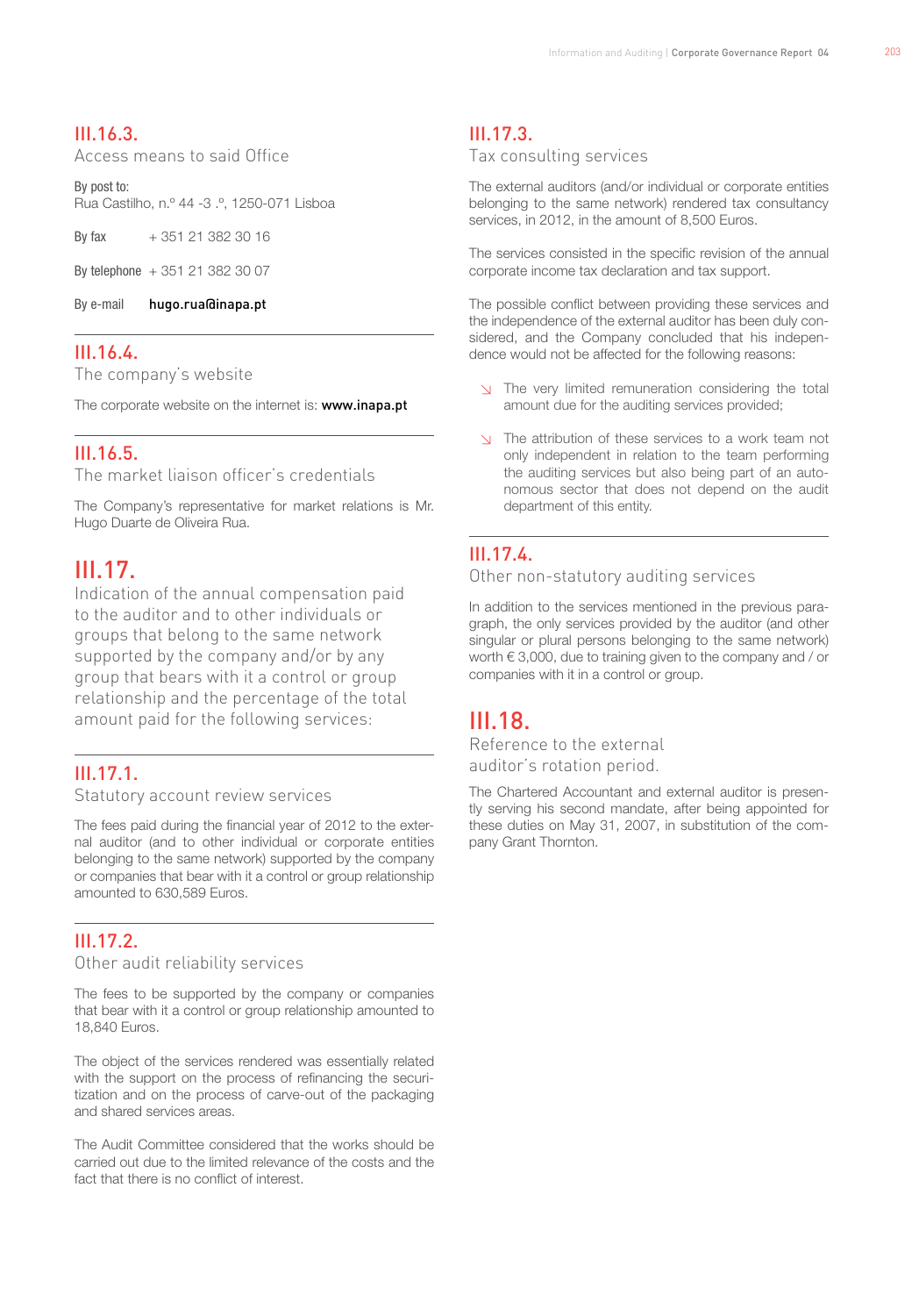### III.16.3.
Access means to said Office

By post to:
Rua Castilho, n.º 44 -3 .º, 1250-071 Lisboa

By fax + 351 21 382 30 16

By telephone + 351 21 382 30 07

By e-mail **hugo.rua@inapa.pt**

### III.16.4.
The company's website

The corporate website on the internet is: **www.inapa.pt**

### III.16.5.
The market liaison officer's credentials

The Company's representative for market relations is Mr. Hugo Duarte de Oliveira Rua.

## III.17.
Indication of the annual compensation paid to the auditor and to other individuals or groups that belong to the same network supported by the company and/or by any group that bears with it a control or group relationship and the percentage of the total amount paid for the following services:

### III.17.1.
Statutory account review services

The fees paid during the financial year of 2012 to the external auditor (and to other individual or corporate entities belonging to the same network) supported by the company or companies that bear with it a control or group relationship amounted to 630,589 Euros.

### III.17.2.
Other audit reliability services

The fees to be supported by the company or companies that bear with it a control or group relationship amounted to 18,840 Euros.

The object of the services rendered was essentially related with the support on the process of refinancing the securitization and on the process of carve-out of the packaging and shared services areas.

The Audit Committee considered that the works should be carried out due to the limited relevance of the costs and the fact that there is no conflict of interest.

### III.17.3.
Tax consulting services

The external auditors (and/or individual or corporate entities belonging to the same network) rendered tax consultancy services, in 2012, in the amount of 8,500 Euros.

The services consisted in the specific revision of the annual corporate income tax declaration and tax support.

The possible conflict between providing these services and the independence of the external auditor has been duly considered, and the Company concluded that his independence would not be affected for the following reasons:

- The very limited remuneration considering the total amount due for the auditing services provided;
- The attribution of these services to a work team not only independent in relation to the team performing the auditing services but also being part of an autonomous sector that does not depend on the audit department of this entity.

### III.17.4.
Other non-statutory auditing services

In addition to the services mentioned in the previous paragraph, the only services provided by the auditor (and other singular or plural persons belonging to the same network) worth € 3,000, due to training given to the company and / or companies with it in a control or group.

## III.18.
Reference to the external auditor's rotation period.

The Chartered Accountant and external auditor is presently serving his second mandate, after being appointed for these duties on May 31, 2007, in substitution of the company Grant Thornton.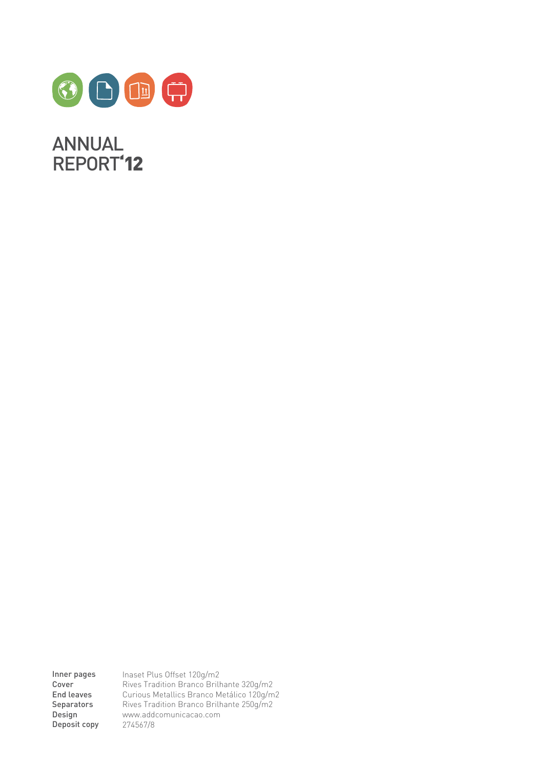# ANNUAL REPORT'12

| | |
|---|---|
| Inner pages | Inaset Plus Offset 120g/m2 |
| Cover | Rives Tradition Branco Brilhante 320g/m2 |
| End leaves | Curious Metallics Branco Metálico 120g/m2 |
| Separators | Rives Tradition Branco Brilhante 250g/m2 |
| Design | www.addcomunicacao.com |
| Deposit copy | 274567/8 |